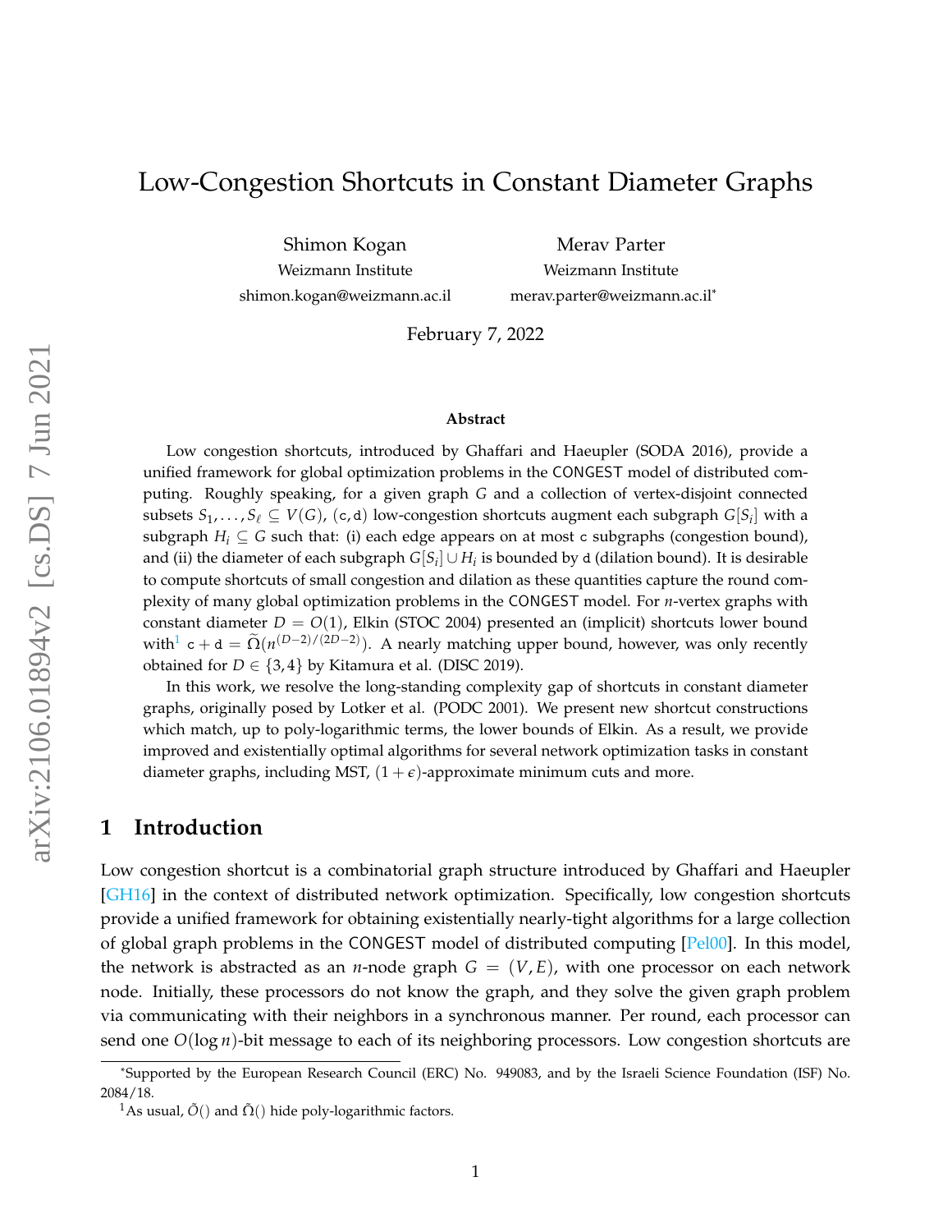# Low-Congestion Shortcuts in Constant Diameter Graphs

Shimon Kogan
Weizmann Institute
shimon.kogan@weizmann.ac.il

Merav Parter
Weizmann Institute
merav.parter@weizmann.ac.il*

February 7, 2022

### Abstract

Low congestion shortcuts, introduced by Ghaffari and Haeupler (SODA 2016), provide a unified framework for global optimization problems in the CONGEST model of distributed computing. Roughly speaking, for a given graph $G$ and a collection of vertex-disjoint connected subsets $S_1, \ldots, S_\ell \subseteq V(G)$, $(\mathtt{c}, \mathtt{d})$ low-congestion shortcuts augment each subgraph $G[S_i]$ with a subgraph $H_i \subseteq G$ such that: (i) each edge appears on at most $\mathtt{c}$ subgraphs (congestion bound), and (ii) the diameter of each subgraph $G[S_i] \cup H_i$ is bounded by $\mathtt{d}$ (dilation bound). It is desirable to compute shortcuts of small congestion and dilation as these quantities capture the round complexity of many global optimization problems in the CONGEST model. For $n$-vertex graphs with constant diameter $D = O(1)$, Elkin (STOC 2004) presented an (implicit) shortcuts lower bound with[1] $\mathtt{c} + \mathtt{d} = \widetilde{\Omega}(n^{(D-2)/(2D-2)})$. A nearly matching upper bound, however, was only recently obtained for $D \in \{3, 4\}$ by Kitamura et al. (DISC 2019).

In this work, we resolve the long-standing complexity gap of shortcuts in constant diameter graphs, originally posed by Lotker et al. (PODC 2001). We present new shortcut constructions which match, up to poly-logarithmic terms, the lower bounds of Elkin. As a result, we provide improved and existentially optimal algorithms for several network optimization tasks in constant diameter graphs, including MST, $(1+\epsilon)$-approximate minimum cuts and more.

## 1 Introduction

Low congestion shortcut is a combinatorial graph structure introduced by Ghaffari and Haeupler [GH16] in the context of distributed network optimization. Specifically, low congestion shortcuts provide a unified framework for obtaining existentially nearly-tight algorithms for a large collection of global graph problems in the CONGEST model of distributed computing [Pel00]. In this model, the network is abstracted as an $n$-node graph $G = (V, E)$, with one processor on each network node. Initially, these processors do not know the graph, and they solve the given graph problem via communicating with their neighbors in a synchronous manner. Per round, each processor can send one $O(\log n)$-bit message to each of its neighboring processors. Low congestion shortcuts are

*Supported by the European Research Council (ERC) No. 949083, and by the Israeli Science Foundation (ISF) No. 2084/18.

[1] As usual, $\tilde{O}()$ and $\tilde{\Omega}()$ hide poly-logarithmic factors.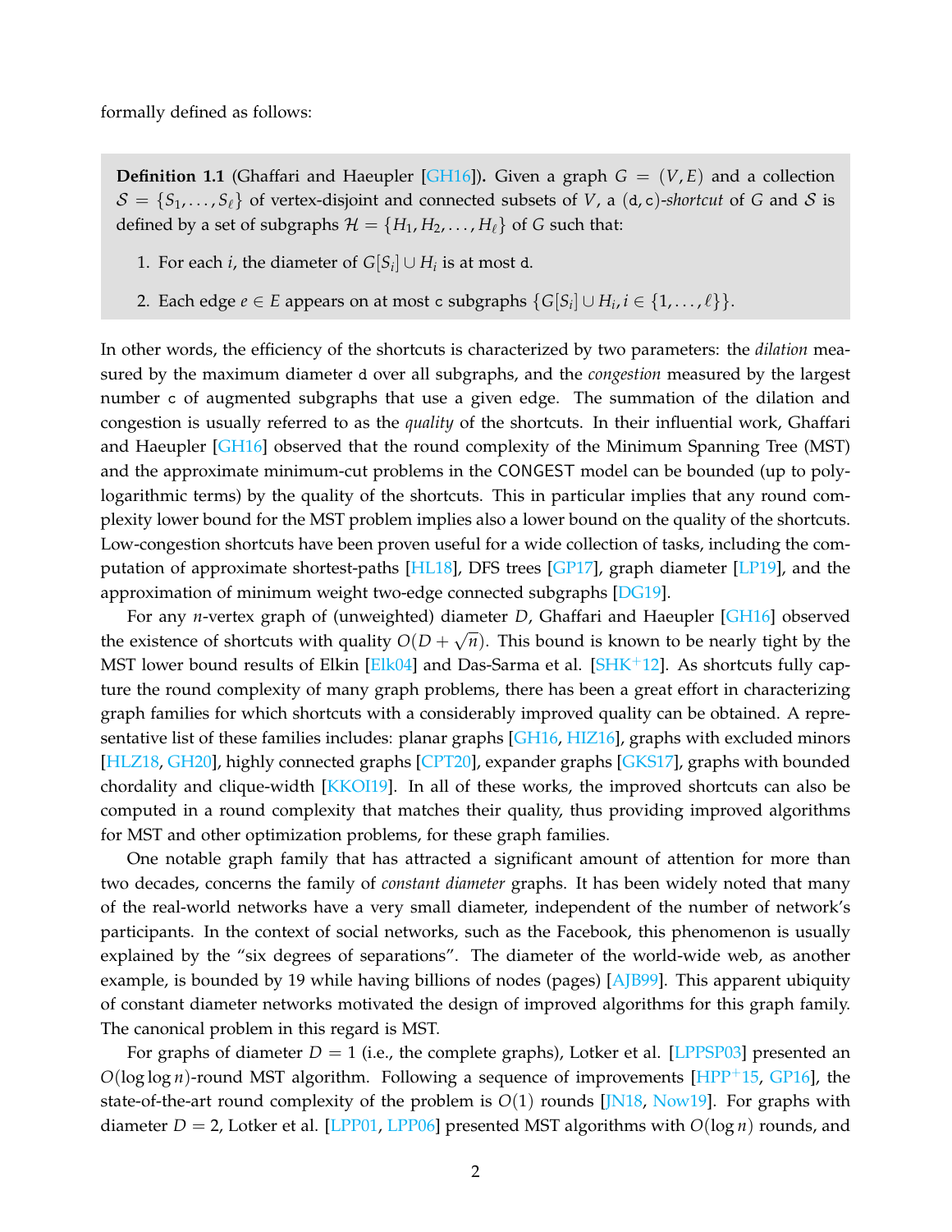formally defined as follows:

> **Definition 1.1** (Ghaffari and Haeupler [GH16]). Given a graph $G = (V, E)$ and a collection $\mathcal{S} = \{S_1, \ldots, S_\ell\}$ of vertex-disjoint and connected subsets of $V$, a $(\mathtt{d}, \mathtt{c})$-*shortcut* of $G$ and $\mathcal{S}$ is defined by a set of subgraphs $\mathcal{H} = \{H_1, H_2, \ldots, H_\ell\}$ of $G$ such that:
>
> 1. For each $i$, the diameter of $G[S_i] \cup H_i$ is at most $\mathtt{d}$.
> 2. Each edge $e \in E$ appears on at most $\mathtt{c}$ subgraphs $\{G[S_i] \cup H_i, i \in \{1, \ldots, \ell\}\}$.

In other words, the efficiency of the shortcuts is characterized by two parameters: the *dilation* measured by the maximum diameter $\mathtt{d}$ over all subgraphs, and the *congestion* measured by the largest number $\mathtt{c}$ of augmented subgraphs that use a given edge. The summation of the dilation and congestion is usually referred to as the *quality* of the shortcuts. In their influential work, Ghaffari and Haeupler [GH16] observed that the round complexity of the Minimum Spanning Tree (MST) and the approximate minimum-cut problems in the CONGEST model can be bounded (up to polylogarithmic terms) by the quality of the shortcuts. This in particular implies that any round complexity lower bound for the MST problem implies also a lower bound on the quality of the shortcuts. Low-congestion shortcuts have been proven useful for a wide collection of tasks, including the computation of approximate shortest-paths [HL18], DFS trees [GP17], graph diameter [LP19], and the approximation of minimum weight two-edge connected subgraphs [DG19].

For any $n$-vertex graph of (unweighted) diameter $D$, Ghaffari and Haeupler [GH16] observed the existence of shortcuts with quality $O(D + \sqrt{n})$. This bound is known to be nearly tight by the MST lower bound results of Elkin [Elk04] and Das-Sarma et al. [SHK+12]. As shortcuts fully capture the round complexity of many graph problems, there has been a great effort in characterizing graph families for which shortcuts with a considerably improved quality can be obtained. A representative list of these families includes: planar graphs [GH16, HIZ16], graphs with excluded minors [HLZ18, GH20], highly connected graphs [CPT20], expander graphs [GKS17], graphs with bounded chordality and clique-width [KKOI19]. In all of these works, the improved shortcuts can also be computed in a round complexity that matches their quality, thus providing improved algorithms for MST and other optimization problems, for these graph families.

One notable graph family that has attracted a significant amount of attention for more than two decades, concerns the family of *constant diameter* graphs. It has been widely noted that many of the real-world networks have a very small diameter, independent of the number of network's participants. In the context of social networks, such as the Facebook, this phenomenon is usually explained by the "six degrees of separations". The diameter of the world-wide web, as another example, is bounded by 19 while having billions of nodes (pages) [AJB99]. This apparent ubiquity of constant diameter networks motivated the design of improved algorithms for this graph family. The canonical problem in this regard is MST.

For graphs of diameter $D = 1$ (i.e., the complete graphs), Lotker et al. [LPPSP03] presented an $O(\log \log n)$-round MST algorithm. Following a sequence of improvements [HPP+15, GP16], the state-of-the-art round complexity of the problem is $O(1)$ rounds [JN18, Now19]. For graphs with diameter $D = 2$, Lotker et al. [LPP01, LPP06] presented MST algorithms with $O(\log n)$ rounds, and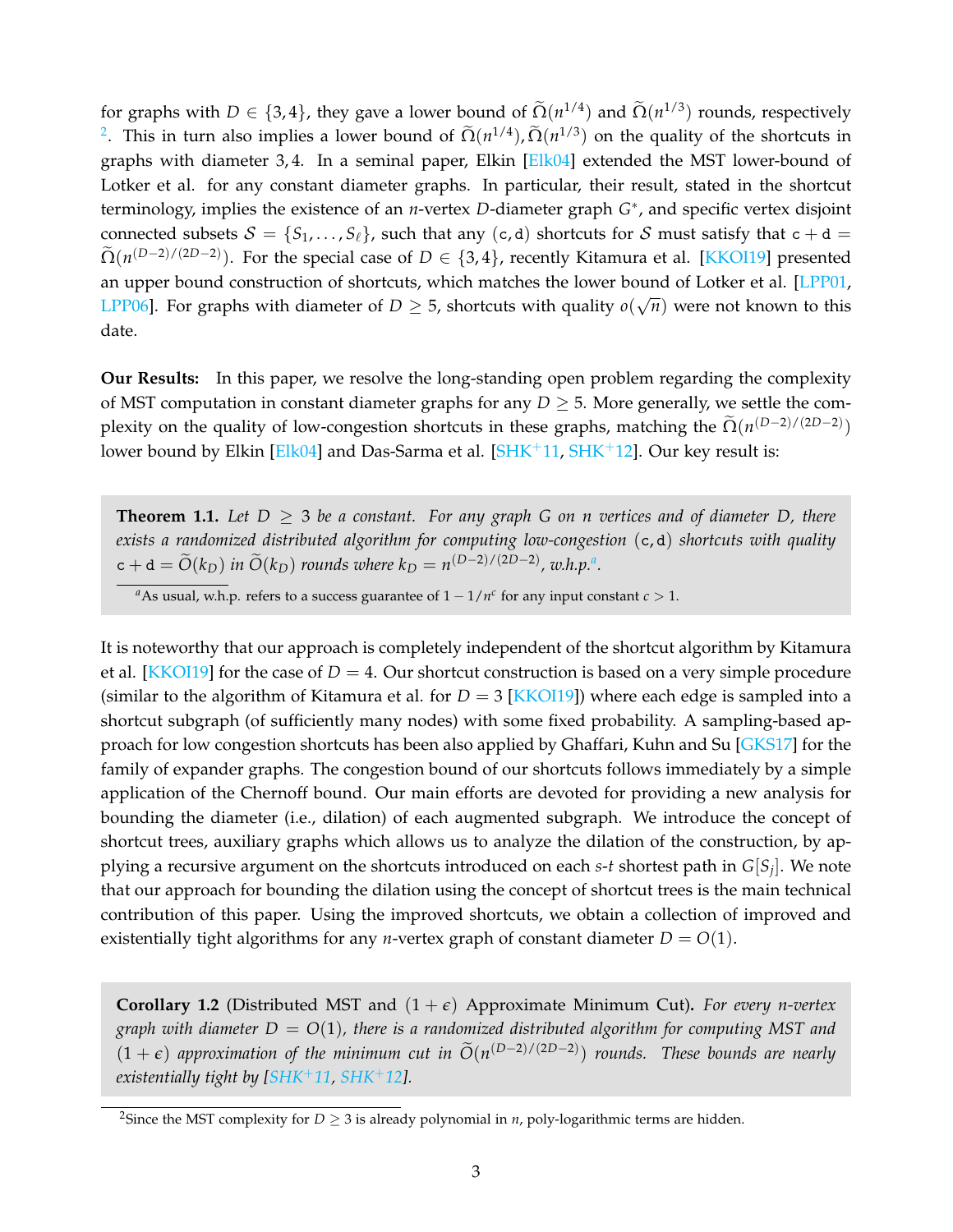for graphs with $D \in \{3, 4\}$, they gave a lower bound of $\widetilde{\Omega}(n^{1/4})$ and $\widetilde{\Omega}(n^{1/3})$ rounds, respectively [2]. This in turn also implies a lower bound of $\widetilde{\Omega}(n^{1/4}), \widetilde{\Omega}(n^{1/3})$ on the quality of the shortcuts in graphs with diameter 3, 4. In a seminal paper, Elkin [Elk04] extended the MST lower-bound of Lotker et al. for any constant diameter graphs. In particular, their result, stated in the shortcut terminology, implies the existence of an $n$-vertex $D$-diameter graph $G^*$, and specific vertex disjoint connected subsets $\mathcal{S} = \{S_1, \ldots, S_\ell\}$, such that any $(\mathtt{c}, \mathtt{d})$ shortcuts for $\mathcal{S}$ must satisfy that $\mathtt{c} + \mathtt{d} = \widetilde{\Omega}(n^{(D-2)/(2D-2)})$. For the special case of $D \in \{3, 4\}$, recently Kitamura et al. [KKOI19] presented an upper bound construction of shortcuts, which matches the lower bound of Lotker et al. [LPP01, LPP06]. For graphs with diameter of $D \geq 5$, shortcuts with quality $o(\sqrt{n})$ were not known to this date.

**Our Results:** In this paper, we resolve the long-standing open problem regarding the complexity of MST computation in constant diameter graphs for any $D \geq 5$. More generally, we settle the complexity on the quality of low-congestion shortcuts in these graphs, matching the $\widetilde{\Omega}(n^{(D-2)/(2D-2)})$ lower bound by Elkin [Elk04] and Das-Sarma et al. [SHK+11, SHK+12]. Our key result is:

**Theorem 1.1.** *Let $D \geq 3$ be a constant. For any graph $G$ on $n$ vertices and of diameter $D$, there exists a randomized distributed algorithm for computing low-congestion $(\mathtt{c}, \mathtt{d})$ shortcuts with quality $\mathtt{c} + \mathtt{d} = \widetilde{O}(k_D)$ in $\widetilde{O}(k_D)$ rounds where $k_D = n^{(D-2)/(2D-2)}$, w.h.p.*[a].

[a] As usual, w.h.p. refers to a success guarantee of $1 - 1/n^c$ for any input constant $c > 1$.

It is noteworthy that our approach is completely independent of the shortcut algorithm by Kitamura et al. [KKOI19] for the case of $D = 4$. Our shortcut construction is based on a very simple procedure (similar to the algorithm of Kitamura et al. for $D = 3$ [KKOI19]) where each edge is sampled into a shortcut subgraph (of sufficiently many nodes) with some fixed probability. A sampling-based approach for low congestion shortcuts has been also applied by Ghaffari, Kuhn and Su [GKS17] for the family of expander graphs. The congestion bound of our shortcuts follows immediately by a simple application of the Chernoff bound. Our main efforts are devoted for providing a new analysis for bounding the diameter (i.e., dilation) of each augmented subgraph. We introduce the concept of shortcut trees, auxiliary graphs which allows us to analyze the dilation of the construction, by applying a recursive argument on the shortcuts introduced on each $s$-$t$ shortest path in $G[S_j]$. We note that our approach for bounding the dilation using the concept of shortcut trees is the main technical contribution of this paper. Using the improved shortcuts, we obtain a collection of improved and existentially tight algorithms for any $n$-vertex graph of constant diameter $D = O(1)$.

**Corollary 1.2** (Distributed MST and $(1 + \epsilon)$ Approximate Minimum Cut)**.** *For every $n$-vertex graph with diameter $D = O(1)$, there is a randomized distributed algorithm for computing MST and $(1 + \epsilon)$ approximation of the minimum cut in $\widetilde{O}(n^{(D-2)/(2D-2)})$ rounds. These bounds are nearly existentially tight by [SHK+11, SHK+12].*

[2] Since the MST complexity for $D \geq 3$ is already polynomial in $n$, poly-logarithmic terms are hidden.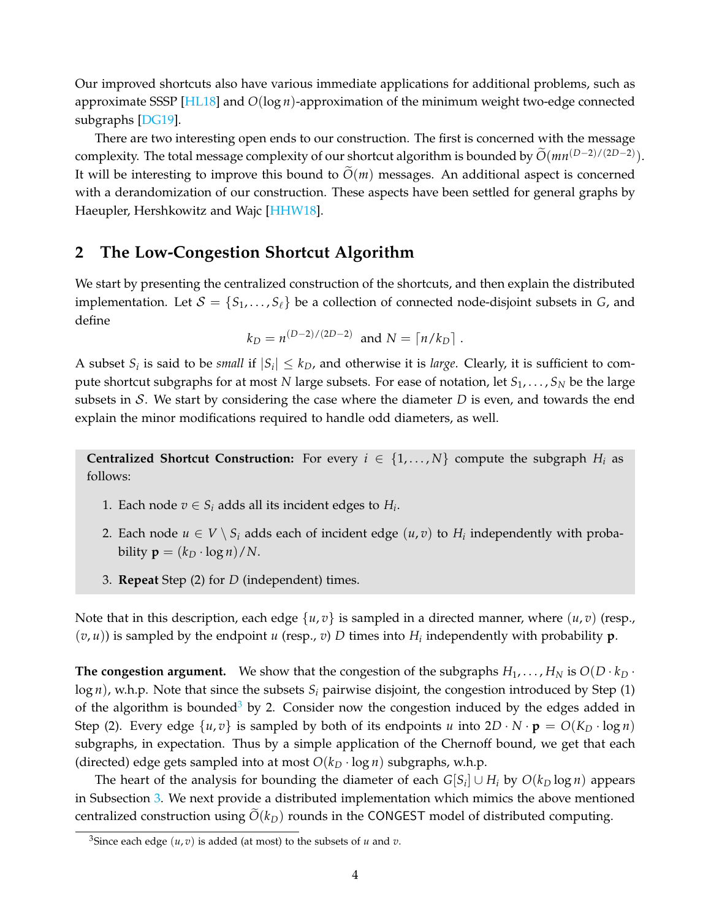Our improved shortcuts also have various immediate applications for additional problems, such as approximate SSSP [HL18] and $O(\log n)$-approximation of the minimum weight two-edge connected subgraphs [DG19].

There are two interesting open ends to our construction. The first is concerned with the message complexity. The total message complexity of our shortcut algorithm is bounded by $\widetilde{O}(mn^{(D-2)/(2D-2)})$. It will be interesting to improve this bound to $\widetilde{O}(m)$ messages. An additional aspect is concerned with a derandomization of our construction. These aspects have been settled for general graphs by Haeupler, Hershkowitz and Wajc [HHW18].

## 2 The Low-Congestion Shortcut Algorithm

We start by presenting the centralized construction of the shortcuts, and then explain the distributed implementation. Let $\mathcal{S} = \{S_1, \ldots, S_\ell\}$ be a collection of connected node-disjoint subsets in $G$, and define

$$k_D = n^{(D-2)/(2D-2)} \text{ and } N = \lceil n/k_D \rceil .$$

A subset $S_i$ is said to be *small* if $|S_i| \leq k_D$, and otherwise it is *large*. Clearly, it is sufficient to compute shortcut subgraphs for at most $N$ large subsets. For ease of notation, let $S_1, \ldots, S_N$ be the large subsets in $\mathcal{S}$. We start by considering the case where the diameter $D$ is even, and towards the end explain the minor modifications required to handle odd diameters, as well.

**Centralized Shortcut Construction:** For every $i \in \{1, \ldots, N\}$ compute the subgraph $H_i$ as follows:

1. Each node $v \in S_i$ adds all its incident edges to $H_i$.
2. Each node $u \in V \setminus S_i$ adds each of incident edge $(u, v)$ to $H_i$ independently with probability $\mathbf{p} = (k_D \cdot \log n)/N$.
3. **Repeat** Step (2) for $D$ (independent) times.

Note that in this description, each edge $\{u, v\}$ is sampled in a directed manner, where $(u, v)$ (resp., $(v, u)$) is sampled by the endpoint $u$ (resp., $v$) $D$ times into $H_i$ independently with probability $\mathbf{p}$.

**The congestion argument.** We show that the congestion of the subgraphs $H_1, \ldots, H_N$ is $O(D \cdot k_D \cdot \log n)$, w.h.p. Note that since the subsets $S_i$ pairwise disjoint, the congestion introduced by Step (1) of the algorithm is bounded[3] by 2. Consider now the congestion induced by the edges added in Step (2). Every edge $\{u, v\}$ is sampled by both of its endpoints $u$ into $2D \cdot N \cdot \mathbf{p} = O(K_D \cdot \log n)$ subgraphs, in expectation. Thus by a simple application of the Chernoff bound, we get that each (directed) edge gets sampled into at most $O(k_D \cdot \log n)$ subgraphs, w.h.p.

The heart of the analysis for bounding the diameter of each $G[S_i] \cup H_i$ by $O(k_D \log n)$ appears in Subsection 3. We next provide a distributed implementation which mimics the above mentioned centralized construction using $\widetilde{O}(k_D)$ rounds in the CONGEST model of distributed computing.

[3] Since each edge $(u, v)$ is added (at most) to the subsets of $u$ and $v$.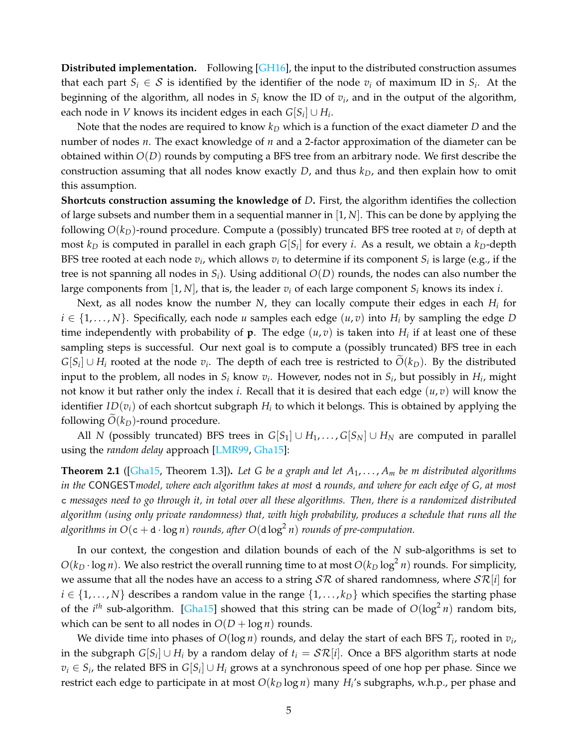**Distributed implementation.** Following [GH16], the input to the distributed construction assumes that each part $S_i \in \mathcal{S}$ is identified by the identifier of the node $v_i$ of maximum ID in $S_i$. At the beginning of the algorithm, all nodes in $S_i$ know the ID of $v_i$, and in the output of the algorithm, each node in $V$ knows its incident edges in each $G[S_i] \cup H_i$.

Note that the nodes are required to know $k_D$ which is a function of the exact diameter $D$ and the number of nodes $n$. The exact knowledge of $n$ and a 2-factor approximation of the diameter can be obtained within $O(D)$ rounds by computing a BFS tree from an arbitrary node. We first describe the construction assuming that all nodes know exactly $D$, and thus $k_D$, and then explain how to omit this assumption.

**Shortcuts construction assuming the knowledge of $D$.** First, the algorithm identifies the collection of large subsets and number them in a sequential manner in $[1, N]$. This can be done by applying the following $O(k_D)$-round procedure. Compute a (possibly) truncated BFS tree rooted at $v_i$ of depth at most $k_D$ is computed in parallel in each graph $G[S_i]$ for every $i$. As a result, we obtain a $k_D$-depth BFS tree rooted at each node $v_i$, which allows $v_i$ to determine if its component $S_i$ is large (e.g., if the tree is not spanning all nodes in $S_i$). Using additional $O(D)$ rounds, the nodes can also number the large components from $[1, N]$, that is, the leader $v_i$ of each large component $S_i$ knows its index $i$.

Next, as all nodes know the number $N$, they can locally compute their edges in each $H_i$ for $i \in \{1, \ldots, N\}$. Specifically, each node $u$ samples each edge $(u, v)$ into $H_i$ by sampling the edge $D$ time independently with probability of $\mathbf{p}$. The edge $(u, v)$ is taken into $H_i$ if at least one of these sampling steps is successful. Our next goal is to compute a (possibly truncated) BFS tree in each $G[S_i] \cup H_i$ rooted at the node $v_i$. The depth of each tree is restricted to $\widetilde{O}(k_D)$. By the distributed input to the problem, all nodes in $S_i$ know $v_i$. However, nodes not in $S_i$, but possibly in $H_i$, might not know it but rather only the index $i$. Recall that it is desired that each edge $(u, v)$ will know the identifier $ID(v_i)$ of each shortcut subgraph $H_i$ to which it belongs. This is obtained by applying the following $\widetilde{O}(k_D)$-round procedure.

All $N$ (possibly truncated) BFS trees in $G[S_1] \cup H_1, \ldots, G[S_N] \cup H_N$ are computed in parallel using the *random delay* approach [LMR99, Gha15]:

**Theorem 2.1** ([Gha15, Theorem 1.3]). *Let $G$ be a graph and let $A_1, \ldots, A_m$ be $m$ distributed algorithms in the* CONGEST*model, where each algorithm takes at most* $\mathtt{d}$ *rounds, and where for each edge of $G$, at most* $\mathtt{c}$ *messages need to go through it, in total over all these algorithms. Then, there is a randomized distributed algorithm (using only private randomness) that, with high probability, produces a schedule that runs all the algorithms in $O(\mathtt{c} + \mathtt{d} \cdot \log n)$ rounds, after $O(\mathtt{d} \log^2 n)$ rounds of pre-computation.*

In our context, the congestion and dilation bounds of each of the $N$ sub-algorithms is set to $O(k_D \cdot \log n)$. We also restrict the overall running time to at most $O(k_D \log^2 n)$ rounds. For simplicity, we assume that all the nodes have an access to a string $\mathcal{SR}$ of shared randomness, where $\mathcal{SR}[i]$ for $i \in \{1, \ldots, N\}$ describes a random value in the range $\{1, \ldots, k_D\}$ which specifies the starting phase of the $i^{th}$ sub-algorithm. [Gha15] showed that this string can be made of $O(\log^2 n)$ random bits, which can be sent to all nodes in $O(D + \log n)$ rounds.

We divide time into phases of $O(\log n)$ rounds, and delay the start of each BFS $T_i$, rooted in $v_i$, in the subgraph $G[S_i] \cup H_i$ by a random delay of $t_i = \mathcal{SR}[i]$. Once a BFS algorithm starts at node $v_i \in S_i$, the related BFS in $G[S_i] \cup H_i$ grows at a synchronous speed of one hop per phase. Since we restrict each edge to participate in at most $O(k_D \log n)$ many $H_i$'s subgraphs, w.h.p., per phase and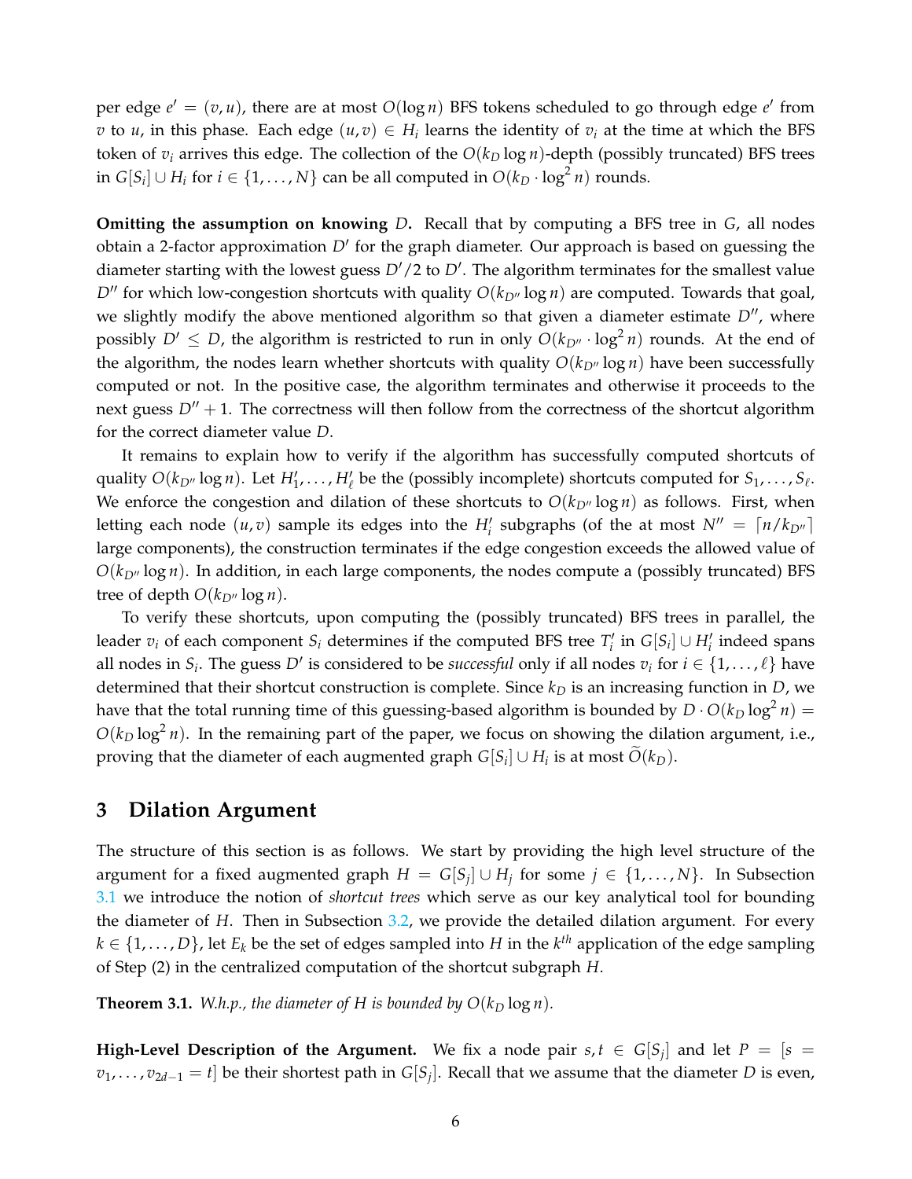per edge $e' = (v, u)$, there are at most $O(\log n)$ BFS tokens scheduled to go through edge $e'$ from $v$ to $u$, in this phase. Each edge $(u, v) \in H_i$ learns the identity of $v_i$ at the time at which the BFS token of $v_i$ arrives this edge. The collection of the $O(k_D \log n)$-depth (possibly truncated) BFS trees in $G[S_i] \cup H_i$ for $i \in \{1, \ldots, N\}$ can be all computed in $O(k_D \cdot \log^2 n)$ rounds.

**Omitting the assumption on knowing $D$.** Recall that by computing a BFS tree in $G$, all nodes obtain a 2-factor approximation $D'$ for the graph diameter. Our approach is based on guessing the diameter starting with the lowest guess $D'/2$ to $D'$. The algorithm terminates for the smallest value $D''$ for which low-congestion shortcuts with quality $O(k_{D''} \log n)$ are computed. Towards that goal, we slightly modify the above mentioned algorithm so that given a diameter estimate $D''$, where possibly $D' \leq D$, the algorithm is restricted to run in only $O(k_{D''} \cdot \log^2 n)$ rounds. At the end of the algorithm, the nodes learn whether shortcuts with quality $O(k_{D''} \log n)$ have been successfully computed or not. In the positive case, the algorithm terminates and otherwise it proceeds to the next guess $D'' + 1$. The correctness will then follow from the correctness of the shortcut algorithm for the correct diameter value $D$.

It remains to explain how to verify if the algorithm has successfully computed shortcuts of quality $O(k_{D''} \log n)$. Let $H'_1, \ldots, H'_\ell$ be the (possibly incomplete) shortcuts computed for $S_1, \ldots, S_\ell$. We enforce the congestion and dilation of these shortcuts to $O(k_{D''} \log n)$ as follows. First, when letting each node $(u, v)$ sample its edges into the $H'_i$ subgraphs (of the at most $N'' = \lceil n/k_{D''} \rceil$ large components), the construction terminates if the edge congestion exceeds the allowed value of $O(k_{D''} \log n)$. In addition, in each large components, the nodes compute a (possibly truncated) BFS tree of depth $O(k_{D''} \log n)$.

To verify these shortcuts, upon computing the (possibly truncated) BFS trees in parallel, the leader $v_i$ of each component $S_i$ determines if the computed BFS tree $T'_i$ in $G[S_i] \cup H'_i$ indeed spans all nodes in $S_i$. The guess $D'$ is considered to be *successful* only if all nodes $v_i$ for $i \in \{1, \ldots, \ell\}$ have determined that their shortcut construction is complete. Since $k_D$ is an increasing function in $D$, we have that the total running time of this guessing-based algorithm is bounded by $D \cdot O(k_D \log^2 n) = O(k_D \log^2 n)$. In the remaining part of the paper, we focus on showing the dilation argument, i.e., proving that the diameter of each augmented graph $G[S_i] \cup H_i$ is at most $\widetilde{O}(k_D)$.

## 3 Dilation Argument

The structure of this section is as follows. We start by providing the high level structure of the argument for a fixed augmented graph $H = G[S_j] \cup H_j$ for some $j \in \{1, \ldots, N\}$. In Subsection 3.1 we introduce the notion of *shortcut trees* which serve as our key analytical tool for bounding the diameter of $H$. Then in Subsection 3.2, we provide the detailed dilation argument. For every $k \in \{1, \ldots, D\}$, let $E_k$ be the set of edges sampled into $H$ in the $k^{th}$ application of the edge sampling of Step (2) in the centralized computation of the shortcut subgraph $H$.

**Theorem 3.1.** *W.h.p., the diameter of $H$ is bounded by $O(k_D \log n)$.*

**High-Level Description of the Argument.** We fix a node pair $s, t \in G[S_j]$ and let $P = [s = v_1, \ldots, v_{2d-1} = t]$ be their shortest path in $G[S_j]$. Recall that we assume that the diameter $D$ is even,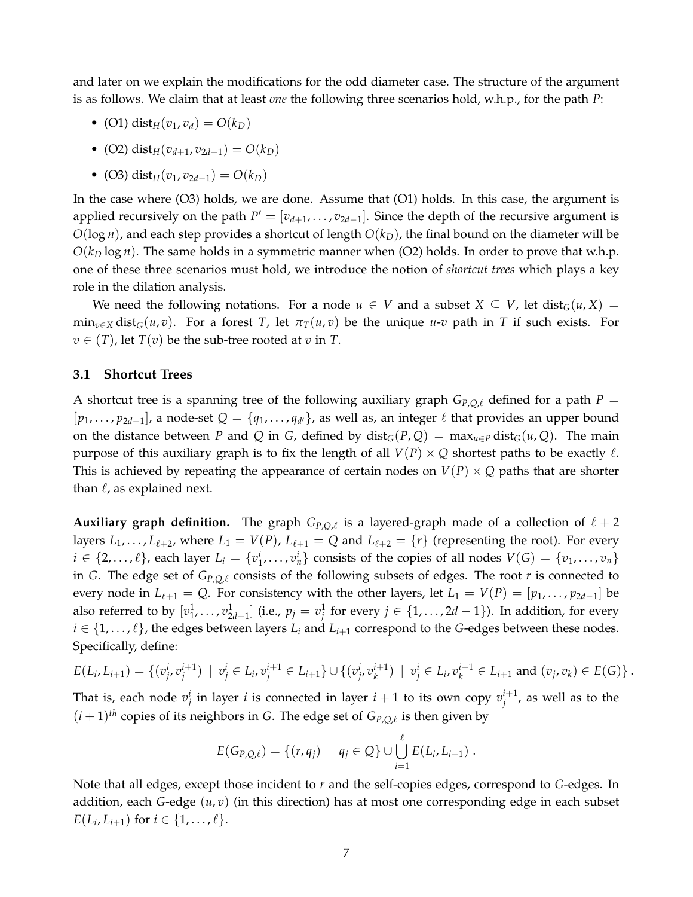and later on we explain the modifications for the odd diameter case. The structure of the argument is as follows. We claim that at least *one* the following three scenarios hold, w.h.p., for the path $P$:

- (O1) $\text{dist}_H(v_1, v_d) = O(k_D)$
- (O2) $\text{dist}_H(v_{d+1}, v_{2d-1}) = O(k_D)$
- (O3) $\text{dist}_H(v_1, v_{2d-1}) = O(k_D)$

In the case where (O3) holds, we are done. Assume that (O1) holds. In this case, the argument is applied recursively on the path $P' = [v_{d+1}, \ldots, v_{2d-1}]$. Since the depth of the recursive argument is $O(\log n)$, and each step provides a shortcut of length $O(k_D)$, the final bound on the diameter will be $O(k_D \log n)$. The same holds in a symmetric manner when (O2) holds. In order to prove that w.h.p. one of these three scenarios must hold, we introduce the notion of *shortcut trees* which plays a key role in the dilation analysis.

We need the following notations. For a node $u \in V$ and a subset $X \subseteq V$, let $\text{dist}_G(u, X) = \min_{v \in X} \text{dist}_G(u, v)$. For a forest $T$, let $\pi_T(u, v)$ be the unique $u$-$v$ path in $T$ if such exists. For $v \in (T)$, let $T(v)$ be the sub-tree rooted at $v$ in $T$.

### 3.1 Shortcut Trees

A shortcut tree is a spanning tree of the following auxiliary graph $G_{P,Q,\ell}$ defined for a path $P = [p_1, \ldots, p_{2d-1}]$, a node-set $Q = \{q_1, \ldots, q_{d'}\}$, as well as, an integer $\ell$ that provides an upper bound on the distance between $P$ and $Q$ in $G$, defined by $\text{dist}_G(P, Q) = \max_{u \in P} \text{dist}_G(u, Q)$. The main purpose of this auxiliary graph is to fix the length of all $V(P) \times Q$ shortest paths to be exactly $\ell$. This is achieved by repeating the appearance of certain nodes on $V(P) \times Q$ paths that are shorter than $\ell$, as explained next.

**Auxiliary graph definition.** The graph $G_{P,Q,\ell}$ is a layered-graph made of a collection of $\ell + 2$ layers $L_1, \ldots, L_{\ell+2}$, where $L_1 = V(P)$, $L_{\ell+1} = Q$ and $L_{\ell+2} = \{r\}$ (representing the root). For every $i \in \{2, \ldots, \ell\}$, each layer $L_i = \{v_1^i, \ldots, v_n^i\}$ consists of the copies of all nodes $V(G) = \{v_1, \ldots, v_n\}$ in $G$. The edge set of $G_{P,Q,\ell}$ consists of the following subsets of edges. The root $r$ is connected to every node in $L_{\ell+1} = Q$. For consistency with the other layers, let $L_1 = V(P) = [p_1, \ldots, p_{2d-1}]$ be also referred to by $[v_1^1, \ldots, v_{2d-1}^1]$ (i.e., $p_j = v_j^1$ for every $j \in \{1, \ldots, 2d-1\}$). In addition, for every $i \in \{1, \ldots, \ell\}$, the edges between layers $L_i$ and $L_{i+1}$ correspond to the $G$-edges between these nodes. Specifically, define:

$$E(L_i, L_{i+1}) = \{(v_j^i, v_j^{i+1}) \mid v_j^i \in L_i, v_j^{i+1} \in L_{i+1}\} \cup \{(v_j^i, v_k^{i+1}) \mid v_j^i \in L_i, v_k^{i+1} \in L_{i+1} \text{ and } (v_j, v_k) \in E(G)\} .$$

That is, each node $v_j^i$ in layer $i$ is connected in layer $i+1$ to its own copy $v_j^{i+1}$, as well as to the $(i+1)^{th}$ copies of its neighbors in $G$. The edge set of $G_{P,Q,\ell}$ is then given by

$$E(G_{P,Q,\ell}) = \{(r, q_j) \mid q_j \in Q\} \cup \bigcup_{i=1}^{\ell} E(L_i, L_{i+1}) .$$

Note that all edges, except those incident to $r$ and the self-copies edges, correspond to $G$-edges. In addition, each $G$-edge $(u, v)$ (in this direction) has at most one corresponding edge in each subset $E(L_i, L_{i+1})$ for $i \in \{1, \ldots, \ell\}$.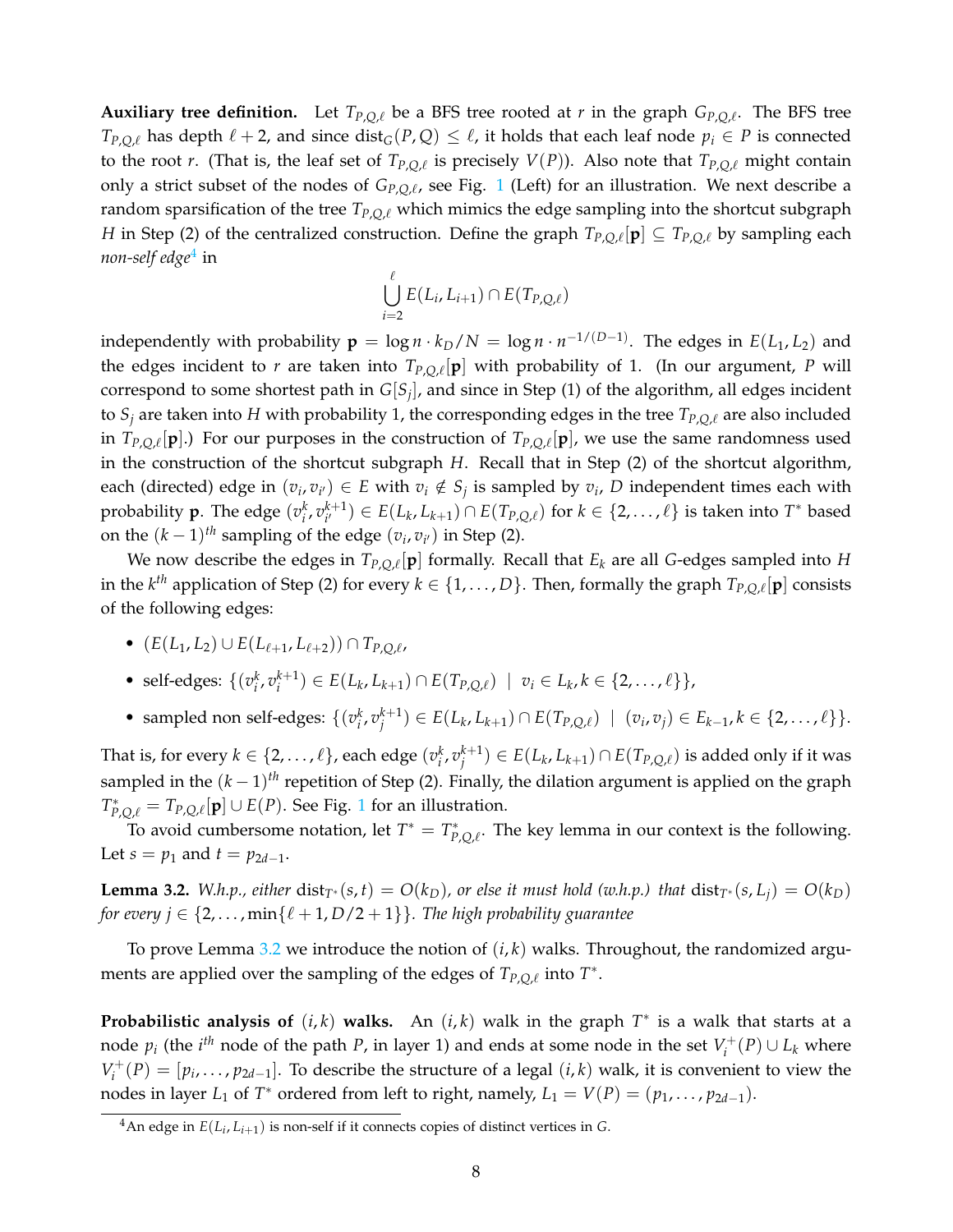**Auxiliary tree definition.** Let $T_{P,Q,\ell}$ be a BFS tree rooted at $r$ in the graph $G_{P,Q,\ell}$. The BFS tree $T_{P,Q,\ell}$ has depth $\ell+2$, and since $\text{dist}_G(P,Q) \leq \ell$, it holds that each leaf node $p_i \in P$ is connected to the root $r$. (That is, the leaf set of $T_{P,Q,\ell}$ is precisely $V(P)$). Also note that $T_{P,Q,\ell}$ might contain only a strict subset of the nodes of $G_{P,Q,\ell}$, see Fig. 1 (Left) for an illustration. We next describe a random sparsification of the tree $T_{P,Q,\ell}$ which mimics the edge sampling into the shortcut subgraph $H$ in Step (2) of the centralized construction. Define the graph $T_{P,Q,\ell}[\mathbf{p}] \subseteq T_{P,Q,\ell}$ by sampling each *non-self edge*[4] in

$$\bigcup_{i=2}^{\ell} E(L_i, L_{i+1}) \cap E(T_{P,Q,\ell})$$

independently with probability $\mathbf{p} = \log n \cdot k_D / N = \log n \cdot n^{-1/(D-1)}$. The edges in $E(L_1, L_2)$ and the edges incident to $r$ are taken into $T_{P,Q,\ell}[\mathbf{p}]$ with probability of 1. (In our argument, $P$ will correspond to some shortest path in $G[S_j]$, and since in Step (1) of the algorithm, all edges incident to $S_j$ are taken into $H$ with probability 1, the corresponding edges in the tree $T_{P,Q,\ell}$ are also included in $T_{P,Q,\ell}[\mathbf{p}]$.) For our purposes in the construction of $T_{P,Q,\ell}[\mathbf{p}]$, we use the same randomness used in the construction of the shortcut subgraph $H$. Recall that in Step (2) of the shortcut algorithm, each (directed) edge in $(v_i, v_{i'}) \in E$ with $v_i \notin S_j$ is sampled by $v_i$, $D$ independent times each with probability $\mathbf{p}$. The edge $(v_i^k, v_{i'}^{k+1}) \in E(L_k, L_{k+1}) \cap E(T_{P,Q,\ell})$ for $k \in \{2, \ldots, \ell\}$ is taken into $T^*$ based on the $(k-1)^{th}$ sampling of the edge $(v_i, v_{i'})$ in Step (2).

We now describe the edges in $T_{P,Q,\ell}[\mathbf{p}]$ formally. Recall that $E_k$ are all $G$-edges sampled into $H$ in the $k^{th}$ application of Step (2) for every $k \in \{1, \ldots, D\}$. Then, formally the graph $T_{P,Q,\ell}[\mathbf{p}]$ consists of the following edges:

- $(E(L_1, L_2) \cup E(L_{\ell+1}, L_{\ell+2})) \cap T_{P,Q,\ell}$,
- self-edges: $\{(v_i^k, v_i^{k+1}) \in E(L_k, L_{k+1}) \cap E(T_{P,Q,\ell}) \mid v_i \in L_k, k \in \{2, \ldots, \ell\}\}$,
- sampled non self-edges: $\{(v_i^k, v_j^{k+1}) \in E(L_k, L_{k+1}) \cap E(T_{P,Q,\ell}) \mid (v_i, v_j) \in E_{k-1}, k \in \{2, \ldots, \ell\}\}$.

That is, for every $k \in \{2, \ldots, \ell\}$, each edge $(v_i^k, v_j^{k+1}) \in E(L_k, L_{k+1}) \cap E(T_{P,Q,\ell})$ is added only if it was sampled in the $(k-1)^{th}$ repetition of Step (2). Finally, the dilation argument is applied on the graph $T^*_{P,Q,\ell} = T_{P,Q,\ell}[\mathbf{p}] \cup E(P)$. See Fig. 1 for an illustration.

To avoid cumbersome notation, let $T^* = T^*_{P,Q,\ell}$. The key lemma in our context is the following. Let $s = p_1$ and $t = p_{2d-1}$.

**Lemma 3.2.** *W.h.p., either $\text{dist}_{T^*}(s,t) = O(k_D)$, or else it must hold (w.h.p.) that $\text{dist}_{T^*}(s, L_j) = O(k_D)$ for every $j \in \{2, \ldots, \min\{\ell+1, D/2+1\}\}$. The high probability guarantee*

To prove Lemma 3.2 we introduce the notion of $(i,k)$ walks. Throughout, the randomized arguments are applied over the sampling of the edges of $T_{P,Q,\ell}$ into $T^*$.

**Probabilistic analysis of $(i,k)$ walks.** An $(i,k)$ walk in the graph $T^*$ is a walk that starts at a node $p_i$ (the $i^{th}$ node of the path $P$, in layer 1) and ends at some node in the set $V_i^+(P) \cup L_k$ where $V_i^+(P) = [p_i, \ldots, p_{2d-1}]$. To describe the structure of a legal $(i,k)$ walk, it is convenient to view the nodes in layer $L_1$ of $T^*$ ordered from left to right, namely, $L_1 = V(P) = (p_1, \ldots, p_{2d-1})$.

[4] An edge in $E(L_i, L_{i+1})$ is non-self if it connects copies of distinct vertices in $G$.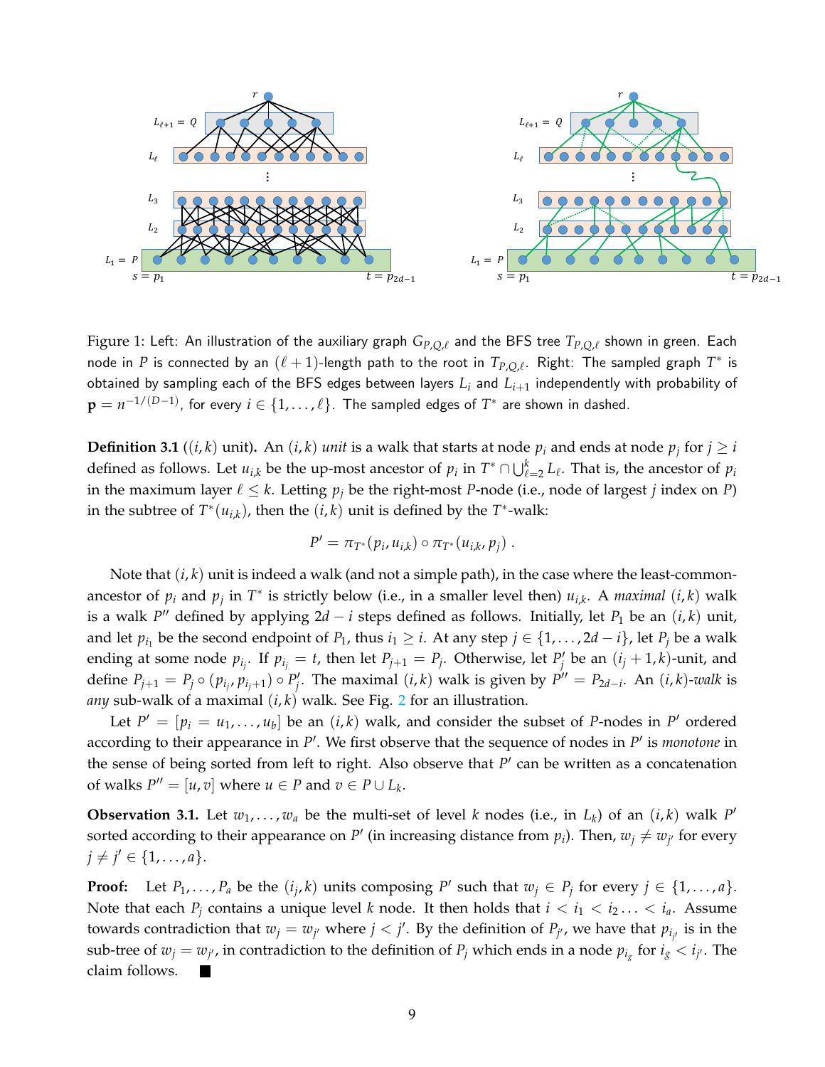Figure 1: Left: An illustration of the auxiliary graph $G_{P,Q,\ell}$ and the BFS tree $T_{P,Q,\ell}$ shown in green. Each node in $P$ is connected by an $(\ell+1)$-length path to the root in $T_{P,Q,\ell}$. Right: The sampled graph $T^*$ is obtained by sampling each of the BFS edges between layers $L_i$ and $L_{i+1}$ independently with probability of $\mathbf{p} = n^{-1/(D-1)}$, for every $i \in \{1, \ldots, \ell\}$. The sampled edges of $T^*$ are shown in dashed.

**Definition 3.1** (**$(i,k)$ unit**)**.** An $(i,k)$ *unit* is a walk that starts at node $p_i$ and ends at node $p_j$ for $j \geq i$ defined as follows. Let $u_{i,k}$ be the up-most ancestor of $p_i$ in $T^* \cap \bigcup_{\ell=2}^{k} L_\ell$. That is, the ancestor of $p_i$ in the maximum layer $\ell \leq k$. Letting $p_j$ be the right-most $P$-node (i.e., node of largest $j$ index on $P$) in the subtree of $T^*(u_{i,k})$, then the $(i,k)$ unit is defined by the $T^*$-walk:

$$P' = \pi_{T^*}(p_i, u_{i,k}) \circ \pi_{T^*}(u_{i,k}, p_j) .$$

Note that $(i,k)$ unit is indeed a walk (and not a simple path), in the case where the least-common-ancestor of $p_i$ and $p_j$ in $T^*$ is strictly below (i.e., in a smaller level then) $u_{i,k}$. A *maximal* $(i,k)$ walk is a walk $P''$ defined by applying $2d - i$ steps defined as follows. Initially, let $P_1$ be an $(i,k)$ unit, and let $p_{i_1}$ be the second endpoint of $P_1$, thus $i_1 \geq i$. At any step $j \in \{1, \ldots, 2d-i\}$, let $P_j$ be a walk ending at some node $p_{i_j}$. If $p_{i_j} = t$, then let $P_{j+1} = P_j$. Otherwise, let $P'_j$ be an $(i_j+1,k)$-unit, and define $P_{j+1} = P_j \circ (p_{i_j}, p_{i_j+1}) \circ P'_j$. The maximal $(i,k)$ walk is given by $P'' = P_{2d-i}$. An $(i,k)$-*walk* is *any* sub-walk of a maximal $(i,k)$ walk. See Fig. 2 for an illustration.

Let $P' = [p_i = u_1, \ldots, u_b]$ be an $(i,k)$ walk, and consider the subset of $P$-nodes in $P'$ ordered according to their appearance in $P'$. We first observe that the sequence of nodes in $P'$ is *monotone* in the sense of being sorted from left to right. Also observe that $P'$ can be written as a concatenation of walks $P'' = [u,v]$ where $u \in P$ and $v \in P \cup L_k$.

**Observation 3.1.** Let $w_1, \ldots, w_a$ be the multi-set of level $k$ nodes (i.e., in $L_k$) of an $(i,k)$ walk $P'$ sorted according to their appearance on $P'$ (in increasing distance from $p_i$). Then, $w_j \neq w_{j'}$ for every $j \neq j' \in \{1, \ldots, a\}$.

**Proof:** Let $P_1, \ldots, P_a$ be the $(i_j,k)$ units composing $P'$ such that $w_j \in P_j$ for every $j \in \{1, \ldots, a\}$. Note that each $P_j$ contains a unique level $k$ node. It then holds that $i < i_1 < i_2 \ldots < i_a$. Assume towards contradiction that $w_j = w_{j'}$ where $j < j'$. By the definition of $P_{j'}$, we have that $p_{i_{j'}}$ is in the sub-tree of $w_j = w_{j'}$, in contradiction to the definition of $P_j$ which ends in a node $p_{i_g}$ for $i_g < i_{j'}$. The claim follows. ■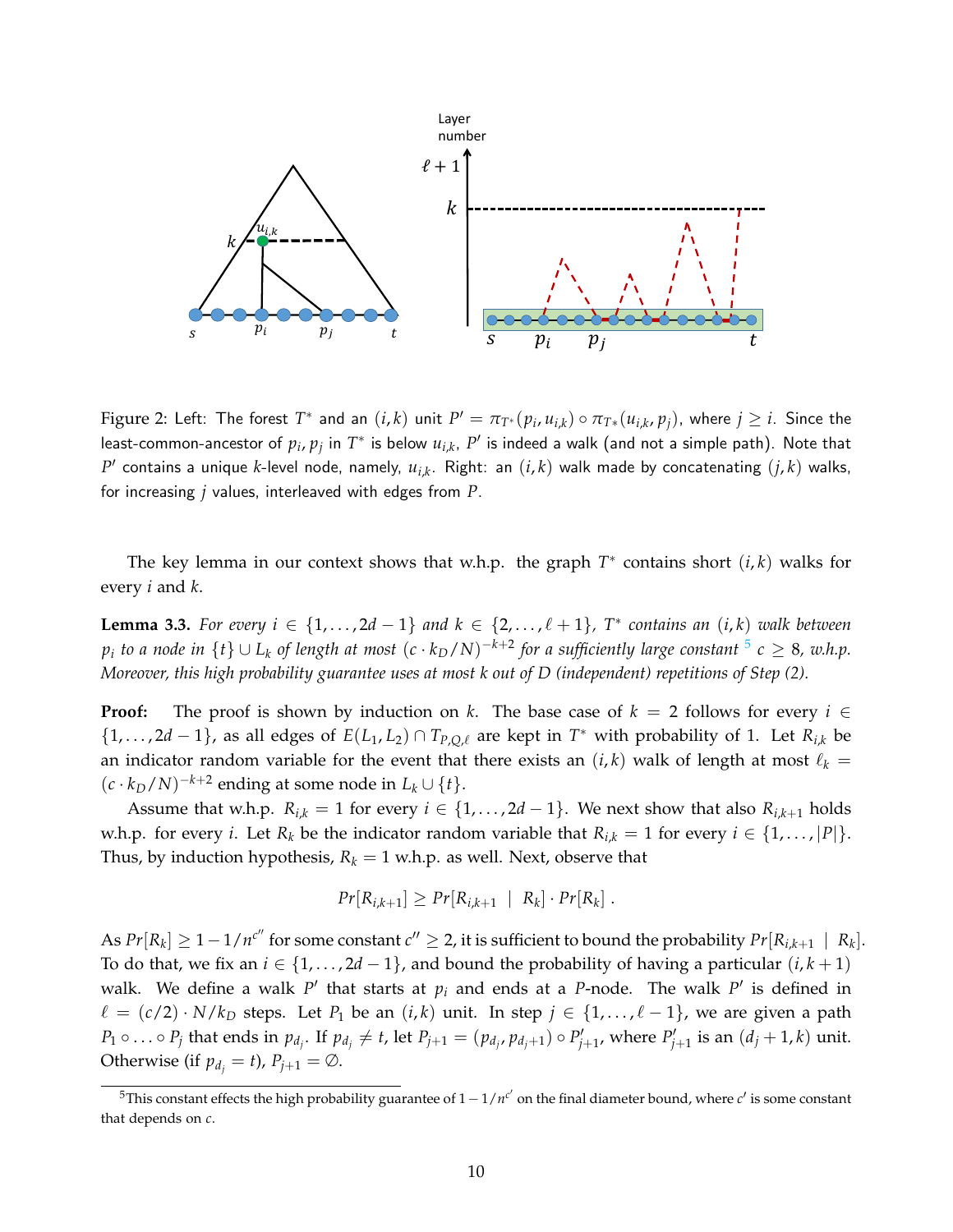Figure 2: Left: The forest $T^*$ and an $(i,k)$ unit $P' = \pi_{T^*}(p_i, u_{i,k}) \circ \pi_{T^*}(u_{i,k}, p_j)$, where $j \geq i$. Since the least-common-ancestor of $p_i, p_j$ in $T^*$ is below $u_{i,k}$, $P'$ is indeed a walk (and not a simple path). Note that $P'$ contains a unique $k$-level node, namely, $u_{i,k}$. Right: an $(i,k)$ walk made by concatenating $(j,k)$ walks, for increasing $j$ values, interleaved with edges from $P$.

The key lemma in our context shows that w.h.p. the graph $T^*$ contains short $(i,k)$ walks for every $i$ and $k$.

**Lemma 3.3.** *For every $i \in \{1, \ldots, 2d-1\}$ and $k \in \{2, \ldots, \ell+1\}$, $T^*$ contains an $(i,k)$ walk between $p_i$ to a node in $\{t\} \cup L_k$ of length at most $(c \cdot k_D/N)^{-k+2}$ for a sufficiently large constant*[5] *$c \geq 8$, w.h.p. Moreover, this high probability guarantee uses at most $k$ out of $D$ (independent) repetitions of Step (2).*

**Proof:** The proof is shown by induction on $k$. The base case of $k = 2$ follows for every $i \in \{1, \ldots, 2d-1\}$, as all edges of $E(L_1, L_2) \cap T_{P,Q,\ell}$ are kept in $T^*$ with probability of 1. Let $R_{i,k}$ be an indicator random variable for the event that there exists an $(i,k)$ walk of length at most $\ell_k = (c \cdot k_D/N)^{-k+2}$ ending at some node in $L_k \cup \{t\}$.

Assume that w.h.p. $R_{i,k} = 1$ for every $i \in \{1, \ldots, 2d-1\}$. We next show that also $R_{i,k+1}$ holds w.h.p. for every $i$. Let $R_k$ be the indicator random variable that $R_{i,k} = 1$ for every $i \in \{1, \ldots, |P|\}$. Thus, by induction hypothesis, $R_k = 1$ w.h.p. as well. Next, observe that

$$Pr[R_{i,k+1}] \geq Pr[R_{i,k+1} \mid R_k] \cdot Pr[R_k] \ .$$

As $Pr[R_k] \geq 1 - 1/n^{c''}$ for some constant $c'' \geq 2$, it is sufficient to bound the probability $Pr[R_{i,k+1} \mid R_k]$. To do that, we fix an $i \in \{1, \ldots, 2d-1\}$, and bound the probability of having a particular $(i, k+1)$ walk. We define a walk $P'$ that starts at $p_i$ and ends at a $P$-node. The walk $P'$ is defined in $\ell = (c/2) \cdot N/k_D$ steps. Let $P_1$ be an $(i,k)$ unit. In step $j \in \{1, \ldots, \ell-1\}$, we are given a path $P_1 \circ \ldots \circ P_j$ that ends in $p_{d_j}$. If $p_{d_j} \neq t$, let $P_{j+1} = (p_{d_j}, p_{d_j+1}) \circ P'_{j+1}$, where $P'_{j+1}$ is an $(d_j+1, k)$ unit. Otherwise (if $p_{d_j} = t$), $P_{j+1} = \emptyset$.

[5] This constant effects the high probability guarantee of $1 - 1/n^{c'}$ on the final diameter bound, where $c'$ is some constant that depends on $c$.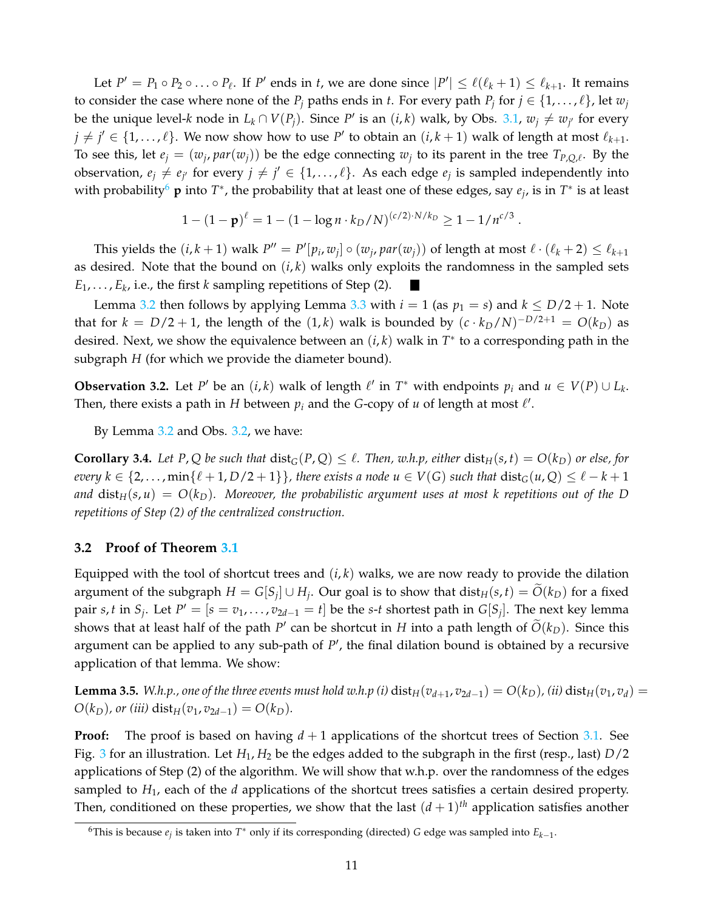Let $P' = P_1 \circ P_2 \circ \ldots \circ P_\ell$. If $P'$ ends in $t$, we are done since $|P'| \leq \ell(\ell_k + 1) \leq \ell_{k+1}$. It remains to consider the case where none of the $P_j$ paths ends in $t$. For every path $P_j$ for $j \in \{1, \ldots, \ell\}$, let $w_j$ be the unique level-$k$ node in $L_k \cap V(P_j)$. Since $P'$ is an $(i,k)$ walk, by Obs. 3.1, $w_j \neq w_{j'}$ for every $j \neq j' \in \{1, \ldots, \ell\}$. We now show how to use $P'$ to obtain an $(i, k+1)$ walk of length at most $\ell_{k+1}$. To see this, let $e_j = (w_j, par(w_j))$ be the edge connecting $w_j$ to its parent in the tree $T_{P,Q,\ell}$. By the observation, $e_j \neq e_{j'}$ for every $j \neq j' \in \{1, \ldots, \ell\}$. As each edge $e_j$ is sampled independently into with probability[6] $\mathbf{p}$ into $T^*$, the probability that at least one of these edges, say $e_j$, is in $T^*$ is at least

$$1 - (1 - \mathbf{p})^\ell = 1 - (1 - \log n \cdot k_D / N)^{(c/2) \cdot N / k_D} \geq 1 - 1/n^{c/3} .$$

This yields the $(i, k+1)$ walk $P'' = P'[p_i, w_j] \circ (w_j, par(w_j))$ of length at most $\ell \cdot (\ell_k + 2) \leq \ell_{k+1}$ as desired. Note that the bound on $(i,k)$ walks only exploits the randomness in the sampled sets $E_1, \ldots, E_k$, i.e., the first $k$ sampling repetitions of Step (2). ■

Lemma 3.2 then follows by applying Lemma 3.3 with $i = 1$ (as $p_1 = s$) and $k \leq D/2 + 1$. Note that for $k = D/2 + 1$, the length of the $(1,k)$ walk is bounded by $(c \cdot k_D / N)^{-D/2+1} = O(k_D)$ as desired. Next, we show the equivalence between an $(i,k)$ walk in $T^*$ to a corresponding path in the subgraph $H$ (for which we provide the diameter bound).

**Observation 3.2.** Let $P'$ be an $(i,k)$ walk of length $\ell'$ in $T^*$ with endpoints $p_i$ and $u \in V(P) \cup L_k$. Then, there exists a path in $H$ between $p_i$ and the $G$-copy of $u$ of length at most $\ell'$.

By Lemma 3.2 and Obs. 3.2, we have:

**Corollary 3.4.** *Let $P, Q$ be such that $\text{dist}_G(P, Q) \leq \ell$. Then, w.h.p, either $\text{dist}_H(s,t) = O(k_D)$ or else, for every $k \in \{2, \ldots, \min\{\ell+1, D/2+1\}\}$, there exists a node $u \in V(G)$ such that $\text{dist}_G(u, Q) \leq \ell - k + 1$ and $\text{dist}_H(s, u) = O(k_D)$. Moreover, the probabilistic argument uses at most $k$ repetitions out of the $D$ repetitions of Step (2) of the centralized construction.*

### 3.2 Proof of Theorem 3.1

Equipped with the tool of shortcut trees and $(i,k)$ walks, we are now ready to provide the dilation argument of the subgraph $H = G[S_j] \cup H_j$. Our goal is to show that $\text{dist}_H(s,t) = \widetilde{O}(k_D)$ for a fixed pair $s, t$ in $S_j$. Let $P' = [s = v_1, \ldots, v_{2d-1} = t]$ be the $s$-$t$ shortest path in $G[S_j]$. The next key lemma shows that at least half of the path $P'$ can be shortcut in $H$ into a path length of $\widetilde{O}(k_D)$. Since this argument can be applied to any sub-path of $P'$, the final dilation bound is obtained by a recursive application of that lemma. We show:

**Lemma 3.5.** *W.h.p., one of the three events must hold w.h.p (i) $\text{dist}_H(v_{d+1}, v_{2d-1}) = O(k_D)$, (ii) $\text{dist}_H(v_1, v_d) = O(k_D)$, or (iii) $\text{dist}_H(v_1, v_{2d-1}) = O(k_D)$.*

**Proof:** The proof is based on having $d+1$ applications of the shortcut trees of Section 3.1. See Fig. 3 for an illustration. Let $H_1, H_2$ be the edges added to the subgraph in the first (resp., last) $D/2$ applications of Step (2) of the algorithm. We will show that w.h.p. over the randomness of the edges sampled to $H_1$, each of the $d$ applications of the shortcut trees satisfies a certain desired property. Then, conditioned on these properties, we show that the last $(d+1)^{th}$ application satisfies another

[6] This is because $e_j$ is taken into $T^*$ only if its corresponding (directed) $G$ edge was sampled into $E_{k-1}$.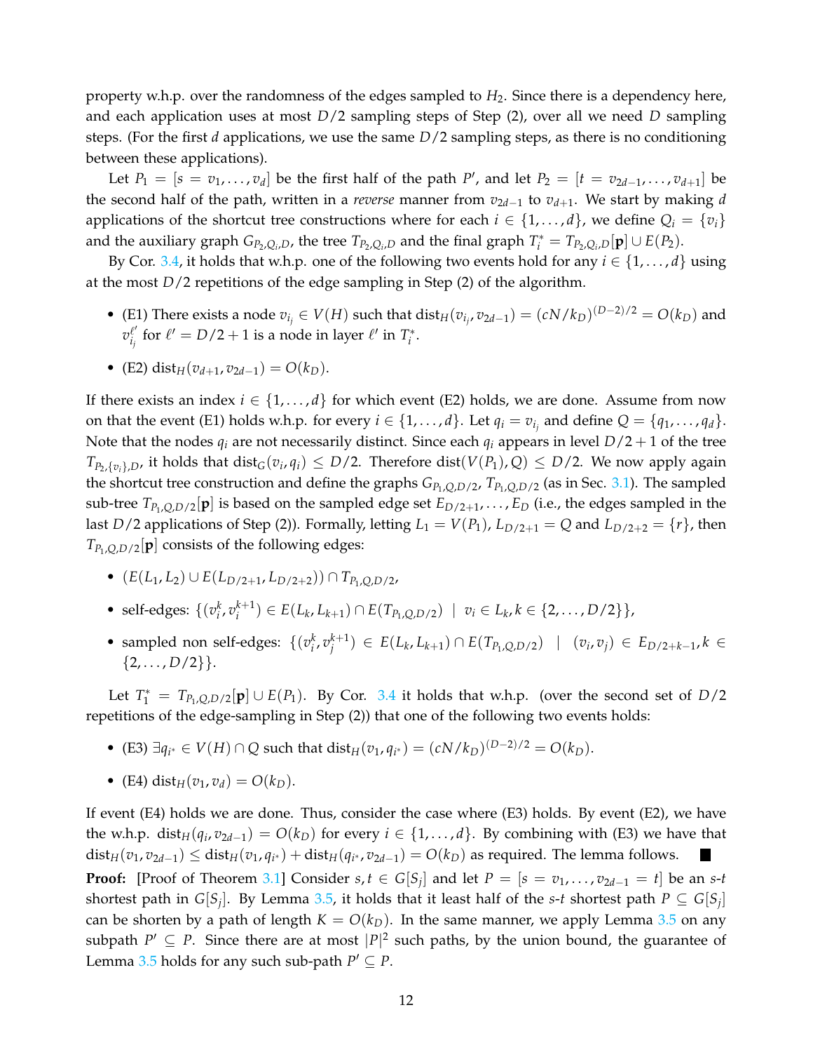property w.h.p. over the randomness of the edges sampled to $H_2$. Since there is a dependency here, and each application uses at most $D/2$ sampling steps of Step (2), over all we need $D$ sampling steps. (For the first $d$ applications, we use the same $D/2$ sampling steps, as there is no conditioning between these applications).

Let $P_1 = [s = v_1, \ldots, v_d]$ be the first half of the path $P'$, and let $P_2 = [t = v_{2d-1}, \ldots, v_{d+1}]$ be the second half of the path, written in a *reverse* manner from $v_{2d-1}$ to $v_{d+1}$. We start by making $d$ applications of the shortcut tree constructions where for each $i \in \{1, \ldots, d\}$, we define $Q_i = \{v_i\}$ and the auxiliary graph $G_{P_2,Q_i,D}$, the tree $T_{P_2,Q_i,D}$ and the final graph $T_i^* = T_{P_2,Q_i,D}[\mathbf{p}] \cup E(P_2)$.

By Cor. 3.4, it holds that w.h.p. one of the following two events hold for any $i \in \{1, \ldots, d\}$ using at the most $D/2$ repetitions of the edge sampling in Step (2) of the algorithm.

- (E1) There exists a node $v_{i_j} \in V(H)$ such that $\text{dist}_H(v_{i_j}, v_{2d-1}) = (cN/k_D)^{(D-2)/2} = O(k_D)$ and $v_{i_j}^{\ell'}$ for $\ell' = D/2 + 1$ is a node in layer $\ell'$ in $T_i^*$.
- (E2) $\text{dist}_H(v_{d+1}, v_{2d-1}) = O(k_D)$.

If there exists an index $i \in \{1, \ldots, d\}$ for which event (E2) holds, we are done. Assume from now on that the event (E1) holds w.h.p. for every $i \in \{1, \ldots, d\}$. Let $q_i = v_{i_j}$ and define $Q = \{q_1, \ldots, q_d\}$. Note that the nodes $q_i$ are not necessarily distinct. Since each $q_i$ appears in level $D/2 + 1$ of the tree $T_{P_2,\{v_i\},D}$, it holds that $\text{dist}_G(v_i, q_i) \leq D/2$. Therefore $\text{dist}(V(P_1), Q) \leq D/2$. We now apply again the shortcut tree construction and define the graphs $G_{P_1,Q,D/2}$, $T_{P_1,Q,D/2}$ (as in Sec. 3.1). The sampled sub-tree $T_{P_1,Q,D/2}[\mathbf{p}]$ is based on the sampled edge set $E_{D/2+1}, \ldots, E_D$ (i.e., the edges sampled in the last $D/2$ applications of Step (2)). Formally, letting $L_1 = V(P_1)$, $L_{D/2+1} = Q$ and $L_{D/2+2} = \{r\}$, then $T_{P_1,Q,D/2}[\mathbf{p}]$ consists of the following edges:

- $(E(L_1, L_2) \cup E(L_{D/2+1}, L_{D/2+2})) \cap T_{P_1,Q,D/2}$,
- self-edges: $\{(v_i^k, v_i^{k+1}) \in E(L_k, L_{k+1}) \cap E(T_{P_1,Q,D/2}) \mid v_i \in L_k, k \in \{2, \ldots, D/2\}\}$,
- sampled non self-edges: $\{(v_i^k, v_j^{k+1}) \in E(L_k, L_{k+1}) \cap E(T_{P_1,Q,D/2}) \mid (v_i, v_j) \in E_{D/2+k-1}, k \in \{2, \ldots, D/2\}\}$.

Let $T_1^* = T_{P_1,Q,D/2}[\mathbf{p}] \cup E(P_1)$. By Cor. 3.4 it holds that w.h.p. (over the second set of $D/2$ repetitions of the edge-sampling in Step (2)) that one of the following two events holds:

- (E3) $\exists q_{i^*} \in V(H) \cap Q$ such that $\text{dist}_H(v_1, q_{i^*}) = (cN/k_D)^{(D-2)/2} = O(k_D)$.
- (E4) $\text{dist}_H(v_1, v_d) = O(k_D)$.

If event (E4) holds we are done. Thus, consider the case where (E3) holds. By event (E2), we have the w.h.p. $\text{dist}_H(q_i, v_{2d-1}) = O(k_D)$ for every $i \in \{1, \ldots, d\}$. By combining with (E3) we have that $\text{dist}_H(v_1, v_{2d-1}) \leq \text{dist}_H(v_1, q_{i^*}) + \text{dist}_H(q_{i^*}, v_{2d-1}) = O(k_D)$ as required. The lemma follows. ∎

**Proof:** [Proof of Theorem 3.1] Consider $s, t \in G[S_j]$ and let $P = [s = v_1, \ldots, v_{2d-1} = t]$ be an $s$-$t$ shortest path in $G[S_j]$. By Lemma 3.5, it holds that it least half of the $s$-$t$ shortest path $P \subseteq G[S_j]$ can be shorten by a path of length $K = O(k_D)$. In the same manner, we apply Lemma 3.5 on any subpath $P' \subseteq P$. Since there are at most $|P|^2$ such paths, by the union bound, the guarantee of Lemma 3.5 holds for any such sub-path $P' \subseteq P$.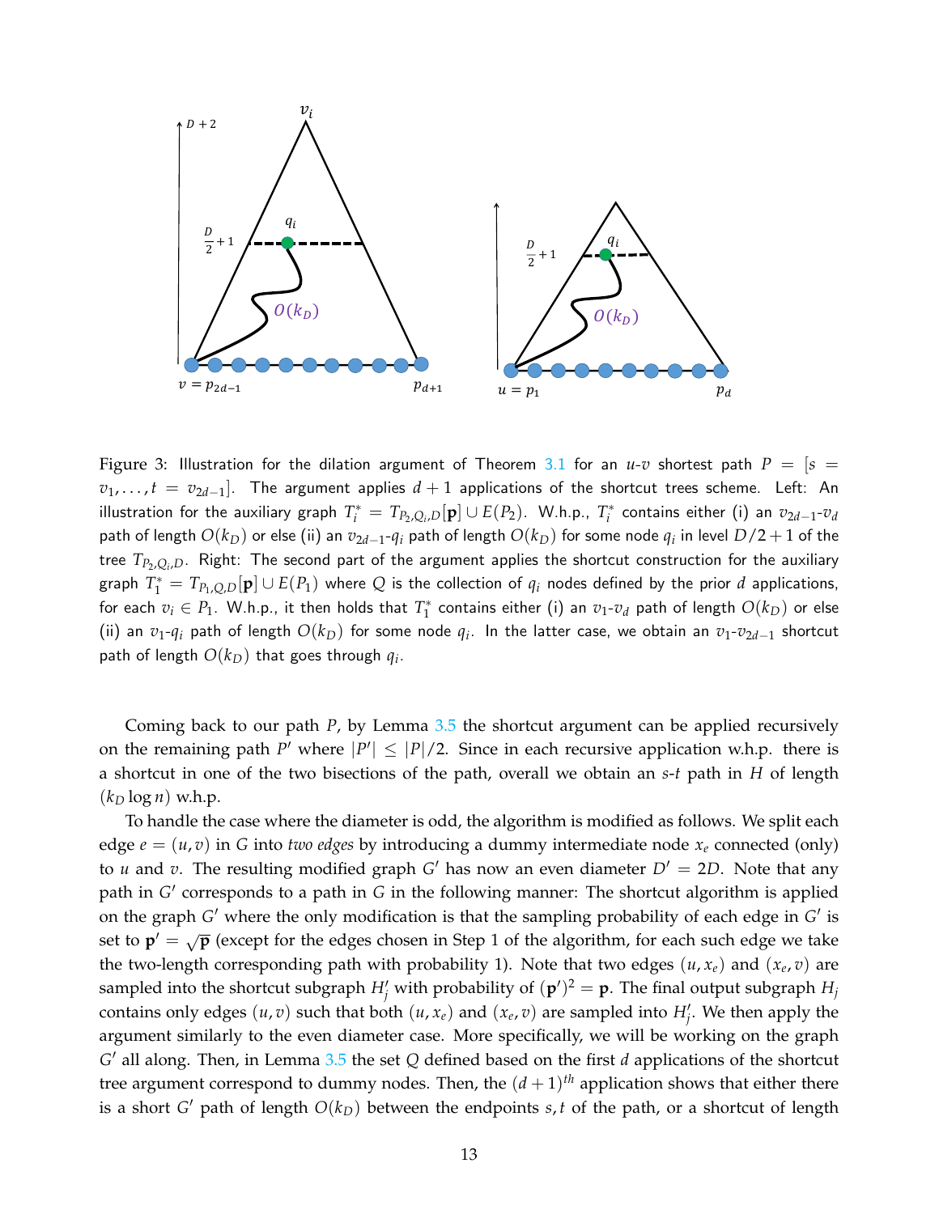Figure 3: Illustration for the dilation argument of Theorem 3.1 for an $u$-$v$ shortest path $P = [s = v_1, \ldots, t = v_{2d-1}]$. The argument applies $d+1$ applications of the shortcut trees scheme. Left: An illustration for the auxiliary graph $T^*_i = T_{P_2,Q_i,D}[\mathbf{p}] \cup E(P_2)$. W.h.p., $T^*_i$ contains either (i) an $v_{2d-1}$-$v_d$ path of length $O(k_D)$ or else (ii) an $v_{2d-1}$-$q_i$ path of length $O(k_D)$ for some node $q_i$ in level $D/2+1$ of the tree $T_{P_2,Q_i,D}$. Right: The second part of the argument applies the shortcut construction for the auxiliary graph $T^*_1 = T_{P_1,Q,D}[\mathbf{p}] \cup E(P_1)$ where $Q$ is the collection of $q_i$ nodes defined by the prior $d$ applications, for each $v_i \in P_1$. W.h.p., it then holds that $T^*_1$ contains either (i) an $v_1$-$v_d$ path of length $O(k_D)$ or else (ii) an $v_1$-$q_i$ path of length $O(k_D)$ for some node $q_i$. In the latter case, we obtain an $v_1$-$v_{2d-1}$ shortcut path of length $O(k_D)$ that goes through $q_i$.

Coming back to our path $P$, by Lemma 3.5 the shortcut argument can be applied recursively on the remaining path $P'$ where $|P'| \leq |P|/2$. Since in each recursive application w.h.p. there is a shortcut in one of the two bisections of the path, overall we obtain an $s$-$t$ path in $H$ of length $(k_D \log n)$ w.h.p.

To handle the case where the diameter is odd, the algorithm is modified as follows. We split each edge $e = (u, v)$ in $G$ into *two edges* by introducing a dummy intermediate node $x_e$ connected (only) to $u$ and $v$. The resulting modified graph $G'$ has now an even diameter $D' = 2D$. Note that any path in $G'$ corresponds to a path in $G$ in the following manner: The shortcut algorithm is applied on the graph $G'$ where the only modification is that the sampling probability of each edge in $G'$ is set to $\mathbf{p}' = \sqrt{\mathbf{p}}$ (except for the edges chosen in Step 1 of the algorithm, for each such edge we take the two-length corresponding path with probability 1). Note that two edges $(u, x_e)$ and $(x_e, v)$ are sampled into the shortcut subgraph $H'_j$ with probability of $(\mathbf{p}')^2 = \mathbf{p}$. The final output subgraph $H_j$ contains only edges $(u, v)$ such that both $(u, x_e)$ and $(x_e, v)$ are sampled into $H'_j$. We then apply the argument similarly to the even diameter case. More specifically, we will be working on the graph $G'$ all along. Then, in Lemma 3.5 the set $Q$ defined based on the first $d$ applications of the shortcut tree argument correspond to dummy nodes. Then, the $(d+1)^{th}$ application shows that either there is a short $G'$ path of length $O(k_D)$ between the endpoints $s, t$ of the path, or a shortcut of length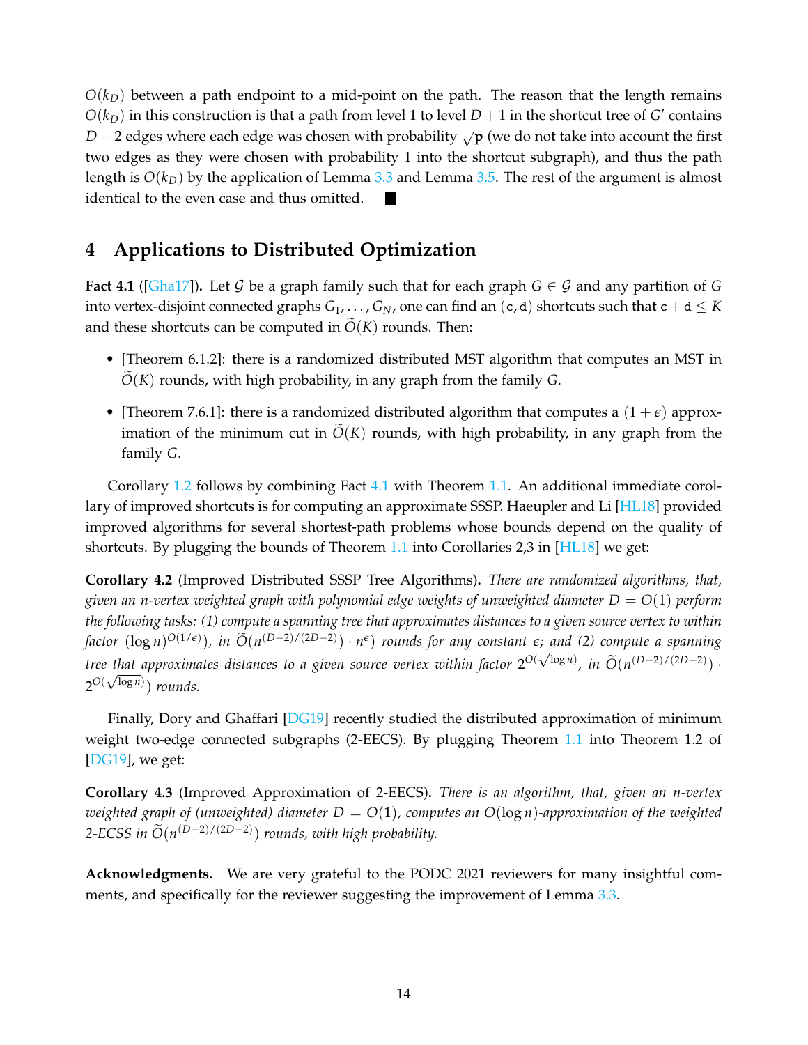$O(k_D)$ between a path endpoint to a mid-point on the path. The reason that the length remains $O(k_D)$ in this construction is that a path from level 1 to level $D+1$ in the shortcut tree of $G'$ contains $D-2$ edges where each edge was chosen with probability $\sqrt{\mathbf{p}}$ (we do not take into account the first two edges as they were chosen with probability 1 into the shortcut subgraph), and thus the path length is $O(k_D)$ by the application of Lemma 3.3 and Lemma 3.5. The rest of the argument is almost identical to the even case and thus omitted. ■

# 4 Applications to Distributed Optimization

**Fact 4.1** ([Gha17]). Let $\mathcal{G}$ be a graph family such that for each graph $G \in \mathcal{G}$ and any partition of $G$ into vertex-disjoint connected graphs $G_1, \ldots, G_N$, one can find an $(\mathtt{c}, \mathtt{d})$ shortcuts such that $\mathtt{c} + \mathtt{d} \leq K$ and these shortcuts can be computed in $\widetilde{O}(K)$ rounds. Then:

- [Theorem 6.1.2]: there is a randomized distributed MST algorithm that computes an MST in $\widetilde{O}(K)$ rounds, with high probability, in any graph from the family $G$.
- [Theorem 7.6.1]: there is a randomized distributed algorithm that computes a $(1+\epsilon)$ approximation of the minimum cut in $\widetilde{O}(K)$ rounds, with high probability, in any graph from the family $G$.

Corollary 1.2 follows by combining Fact 4.1 with Theorem 1.1. An additional immediate corollary of improved shortcuts is for computing an approximate SSSP. Haeupler and Li [HL18] provided improved algorithms for several shortest-path problems whose bounds depend on the quality of shortcuts. By plugging the bounds of Theorem 1.1 into Corollaries 2,3 in [HL18] we get:

**Corollary 4.2** (Improved Distributed SSSP Tree Algorithms). *There are randomized algorithms, that, given an $n$-vertex weighted graph with polynomial edge weights of unweighted diameter $D = O(1)$ perform the following tasks: (1) compute a spanning tree that approximates distances to a given source vertex to within factor $(\log n)^{O(1/\epsilon)})$, in $\widetilde{O}(n^{(D-2)/(2D-2)}) \cdot n^{\epsilon})$ rounds for any constant $\epsilon$; and (2) compute a spanning tree that approximates distances to a given source vertex within factor $2^{O(\sqrt{\log n})}$, in $\widetilde{O}(n^{(D-2)/(2D-2)}) \cdot 2^{O(\sqrt{\log n})})$ rounds.*

Finally, Dory and Ghaffari [DG19] recently studied the distributed approximation of minimum weight two-edge connected subgraphs (2-EECS). By plugging Theorem 1.1 into Theorem 1.2 of [DG19], we get:

**Corollary 4.3** (Improved Approximation of 2-EECS). *There is an algorithm, that, given an $n$-vertex weighted graph of (unweighted) diameter $D = O(1)$, computes an $O(\log n)$-approximation of the weighted 2-ECSS in $\widetilde{O}(n^{(D-2)/(2D-2)})$ rounds, with high probability.*

**Acknowledgments.** We are very grateful to the PODC 2021 reviewers for many insightful comments, and specifically for the reviewer suggesting the improvement of Lemma 3.3.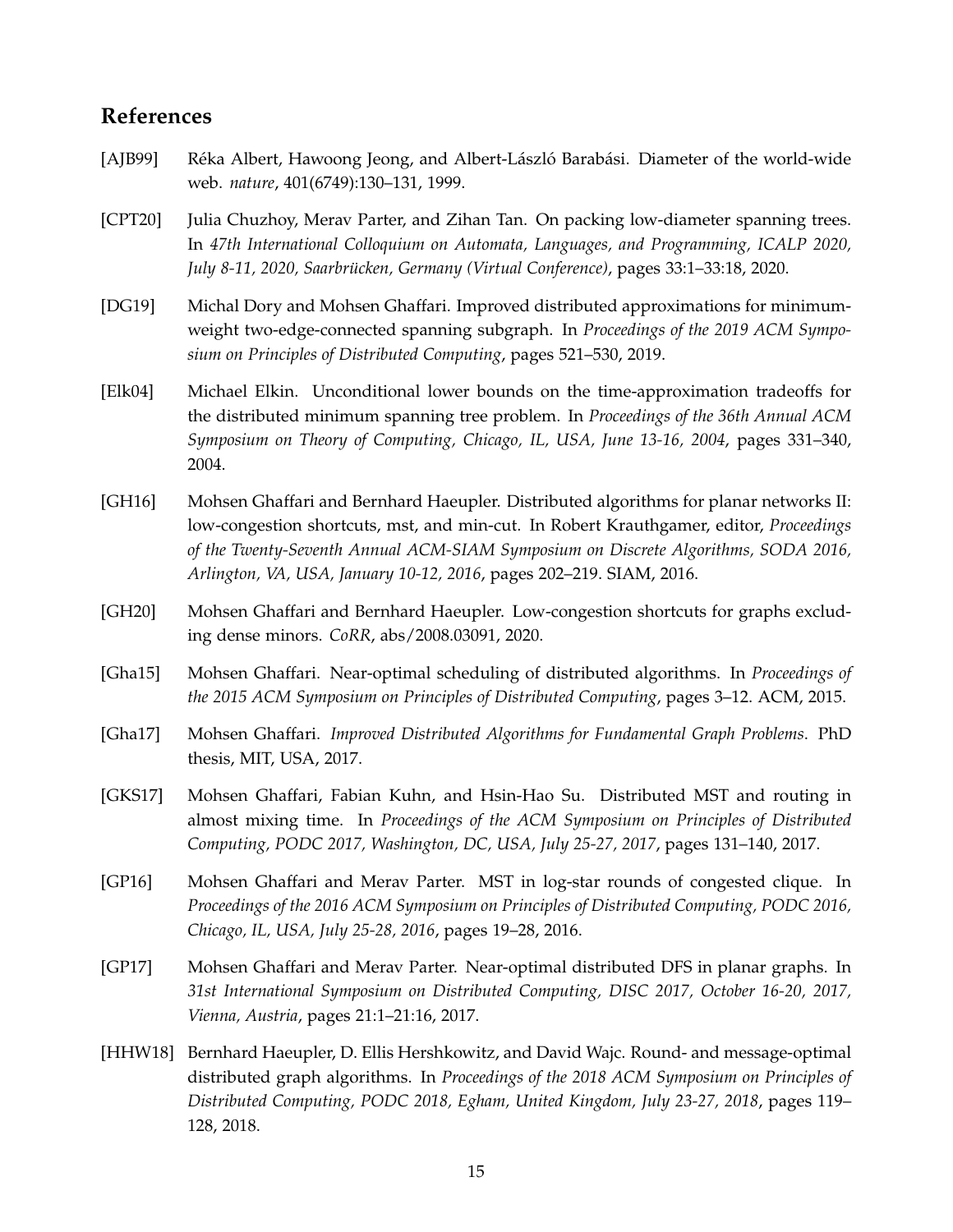## References

[AJB99] Réka Albert, Hawoong Jeong, and Albert-László Barabási. Diameter of the world-wide web. *nature*, 401(6749):130–131, 1999.

[CPT20] Julia Chuzhoy, Merav Parter, and Zihan Tan. On packing low-diameter spanning trees. In *47th International Colloquium on Automata, Languages, and Programming, ICALP 2020, July 8-11, 2020, Saarbrücken, Germany (Virtual Conference)*, pages 33:1–33:18, 2020.

[DG19] Michal Dory and Mohsen Ghaffari. Improved distributed approximations for minimum-weight two-edge-connected spanning subgraph. In *Proceedings of the 2019 ACM Symposium on Principles of Distributed Computing*, pages 521–530, 2019.

[Elk04] Michael Elkin. Unconditional lower bounds on the time-approximation tradeoffs for the distributed minimum spanning tree problem. In *Proceedings of the 36th Annual ACM Symposium on Theory of Computing, Chicago, IL, USA, June 13-16, 2004*, pages 331–340, 2004.

[GH16] Mohsen Ghaffari and Bernhard Haeupler. Distributed algorithms for planar networks II: low-congestion shortcuts, mst, and min-cut. In Robert Krauthgamer, editor, *Proceedings of the Twenty-Seventh Annual ACM-SIAM Symposium on Discrete Algorithms, SODA 2016, Arlington, VA, USA, January 10-12, 2016*, pages 202–219. SIAM, 2016.

[GH20] Mohsen Ghaffari and Bernhard Haeupler. Low-congestion shortcuts for graphs excluding dense minors. *CoRR*, abs/2008.03091, 2020.

[Gha15] Mohsen Ghaffari. Near-optimal scheduling of distributed algorithms. In *Proceedings of the 2015 ACM Symposium on Principles of Distributed Computing*, pages 3–12. ACM, 2015.

[Gha17] Mohsen Ghaffari. *Improved Distributed Algorithms for Fundamental Graph Problems*. PhD thesis, MIT, USA, 2017.

[GKS17] Mohsen Ghaffari, Fabian Kuhn, and Hsin-Hao Su. Distributed MST and routing in almost mixing time. In *Proceedings of the ACM Symposium on Principles of Distributed Computing, PODC 2017, Washington, DC, USA, July 25-27, 2017*, pages 131–140, 2017.

[GP16] Mohsen Ghaffari and Merav Parter. MST in log-star rounds of congested clique. In *Proceedings of the 2016 ACM Symposium on Principles of Distributed Computing, PODC 2016, Chicago, IL, USA, July 25-28, 2016*, pages 19–28, 2016.

[GP17] Mohsen Ghaffari and Merav Parter. Near-optimal distributed DFS in planar graphs. In *31st International Symposium on Distributed Computing, DISC 2017, October 16-20, 2017, Vienna, Austria*, pages 21:1–21:16, 2017.

[HHW18] Bernhard Haeupler, D. Ellis Hershkowitz, and David Wajc. Round- and message-optimal distributed graph algorithms. In *Proceedings of the 2018 ACM Symposium on Principles of Distributed Computing, PODC 2018, Egham, United Kingdom, July 23-27, 2018*, pages 119–128, 2018.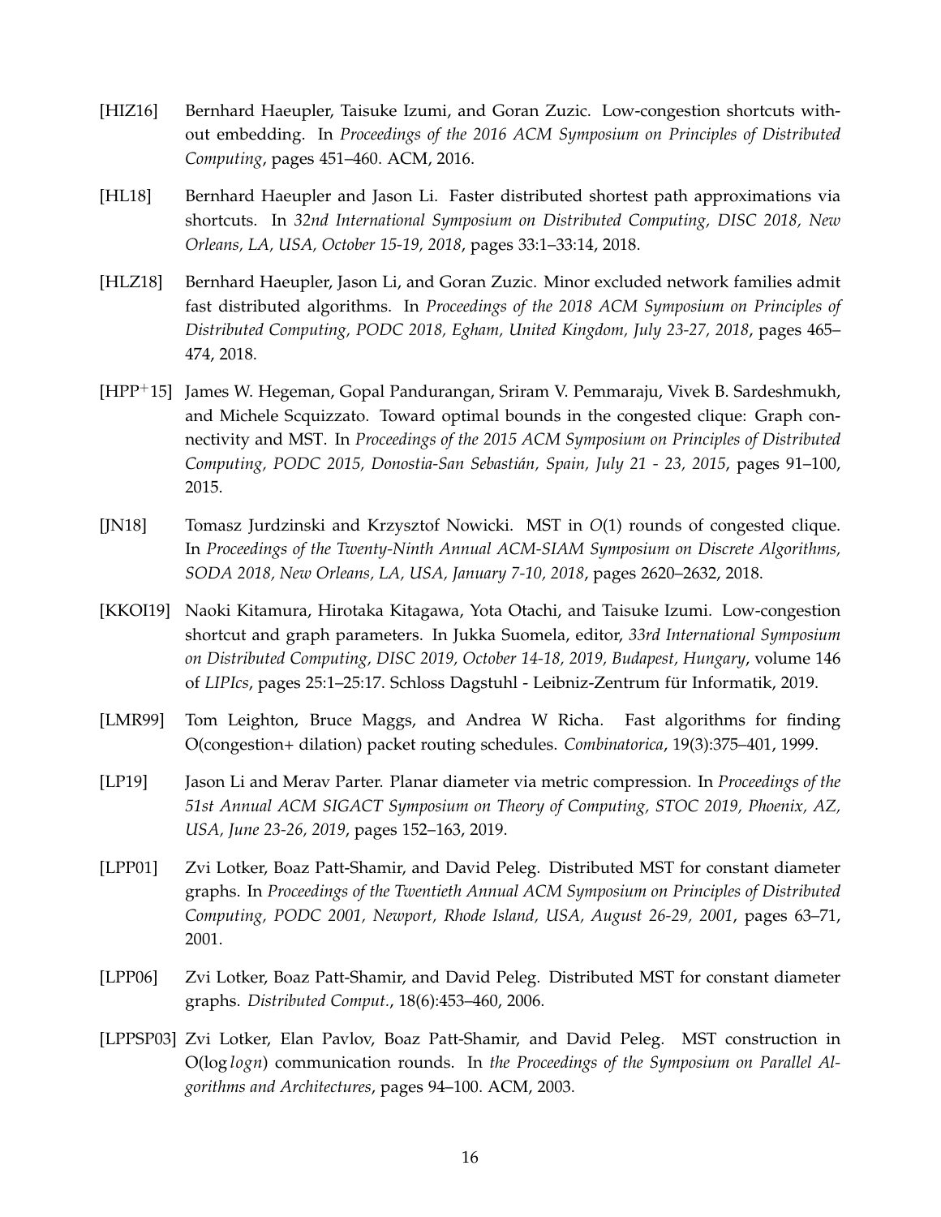[HIZ16] Bernhard Haeupler, Taisuke Izumi, and Goran Zuzic. Low-congestion shortcuts without embedding. In *Proceedings of the 2016 ACM Symposium on Principles of Distributed Computing*, pages 451–460. ACM, 2016.

[HL18] Bernhard Haeupler and Jason Li. Faster distributed shortest path approximations via shortcuts. In *32nd International Symposium on Distributed Computing, DISC 2018, New Orleans, LA, USA, October 15-19, 2018*, pages 33:1–33:14, 2018.

[HLZ18] Bernhard Haeupler, Jason Li, and Goran Zuzic. Minor excluded network families admit fast distributed algorithms. In *Proceedings of the 2018 ACM Symposium on Principles of Distributed Computing, PODC 2018, Egham, United Kingdom, July 23-27, 2018*, pages 465–474, 2018.

[HPP+15] James W. Hegeman, Gopal Pandurangan, Sriram V. Pemmaraju, Vivek B. Sardeshmukh, and Michele Scquizzato. Toward optimal bounds in the congested clique: Graph connectivity and MST. In *Proceedings of the 2015 ACM Symposium on Principles of Distributed Computing, PODC 2015, Donostia-San Sebastián, Spain, July 21 - 23, 2015*, pages 91–100, 2015.

[JN18] Tomasz Jurdzinski and Krzysztof Nowicki. MST in $O(1)$ rounds of congested clique. In *Proceedings of the Twenty-Ninth Annual ACM-SIAM Symposium on Discrete Algorithms, SODA 2018, New Orleans, LA, USA, January 7-10, 2018*, pages 2620–2632, 2018.

[KKOI19] Naoki Kitamura, Hirotaka Kitagawa, Yota Otachi, and Taisuke Izumi. Low-congestion shortcut and graph parameters. In Jukka Suomela, editor, *33rd International Symposium on Distributed Computing, DISC 2019, October 14-18, 2019, Budapest, Hungary*, volume 146 of *LIPIcs*, pages 25:1–25:17. Schloss Dagstuhl - Leibniz-Zentrum für Informatik, 2019.

[LMR99] Tom Leighton, Bruce Maggs, and Andrea W Richa. Fast algorithms for finding O(congestion+ dilation) packet routing schedules. *Combinatorica*, 19(3):375–401, 1999.

[LP19] Jason Li and Merav Parter. Planar diameter via metric compression. In *Proceedings of the 51st Annual ACM SIGACT Symposium on Theory of Computing, STOC 2019, Phoenix, AZ, USA, June 23-26, 2019*, pages 152–163, 2019.

[LPP01] Zvi Lotker, Boaz Patt-Shamir, and David Peleg. Distributed MST for constant diameter graphs. In *Proceedings of the Twentieth Annual ACM Symposium on Principles of Distributed Computing, PODC 2001, Newport, Rhode Island, USA, August 26-29, 2001*, pages 63–71, 2001.

[LPP06] Zvi Lotker, Boaz Patt-Shamir, and David Peleg. Distributed MST for constant diameter graphs. *Distributed Comput.*, 18(6):453–460, 2006.

[LPPSP03] Zvi Lotker, Elan Pavlov, Boaz Patt-Shamir, and David Peleg. MST construction in $O(\log \log n)$ communication rounds. In *the Proceedings of the Symposium on Parallel Algorithms and Architectures*, pages 94–100. ACM, 2003.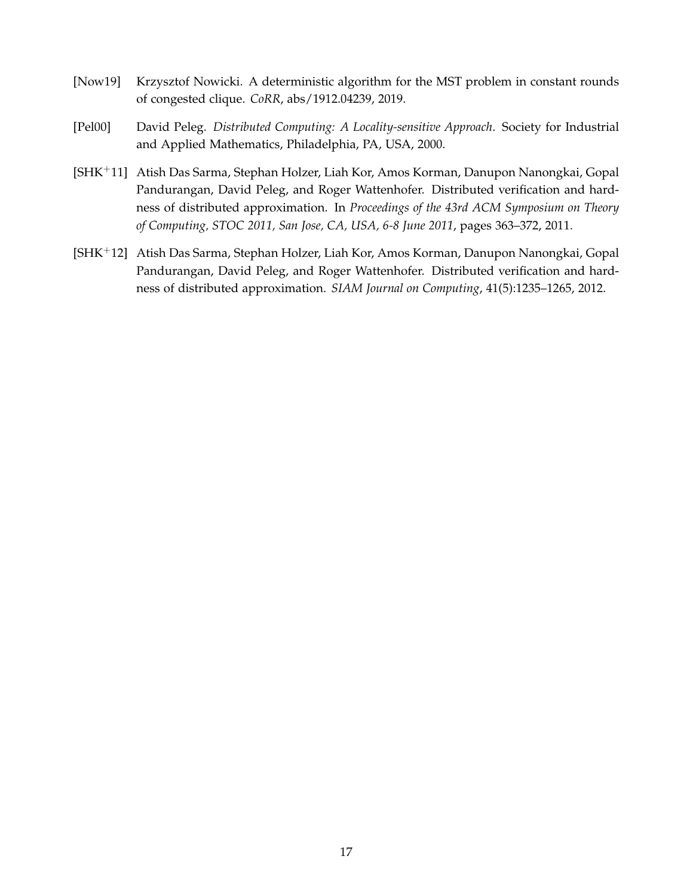[Now19] Krzysztof Nowicki. A deterministic algorithm for the MST problem in constant rounds of congested clique. *CoRR*, abs/1912.04239, 2019.

[Pel00] David Peleg. *Distributed Computing: A Locality-sensitive Approach*. Society for Industrial and Applied Mathematics, Philadelphia, PA, USA, 2000.

[SHK+11] Atish Das Sarma, Stephan Holzer, Liah Kor, Amos Korman, Danupon Nanongkai, Gopal Pandurangan, David Peleg, and Roger Wattenhofer. Distributed verification and hardness of distributed approximation. In *Proceedings of the 43rd ACM Symposium on Theory of Computing, STOC 2011, San Jose, CA, USA, 6-8 June 2011*, pages 363–372, 2011.

[SHK+12] Atish Das Sarma, Stephan Holzer, Liah Kor, Amos Korman, Danupon Nanongkai, Gopal Pandurangan, David Peleg, and Roger Wattenhofer. Distributed verification and hardness of distributed approximation. *SIAM Journal on Computing*, 41(5):1235–1265, 2012.